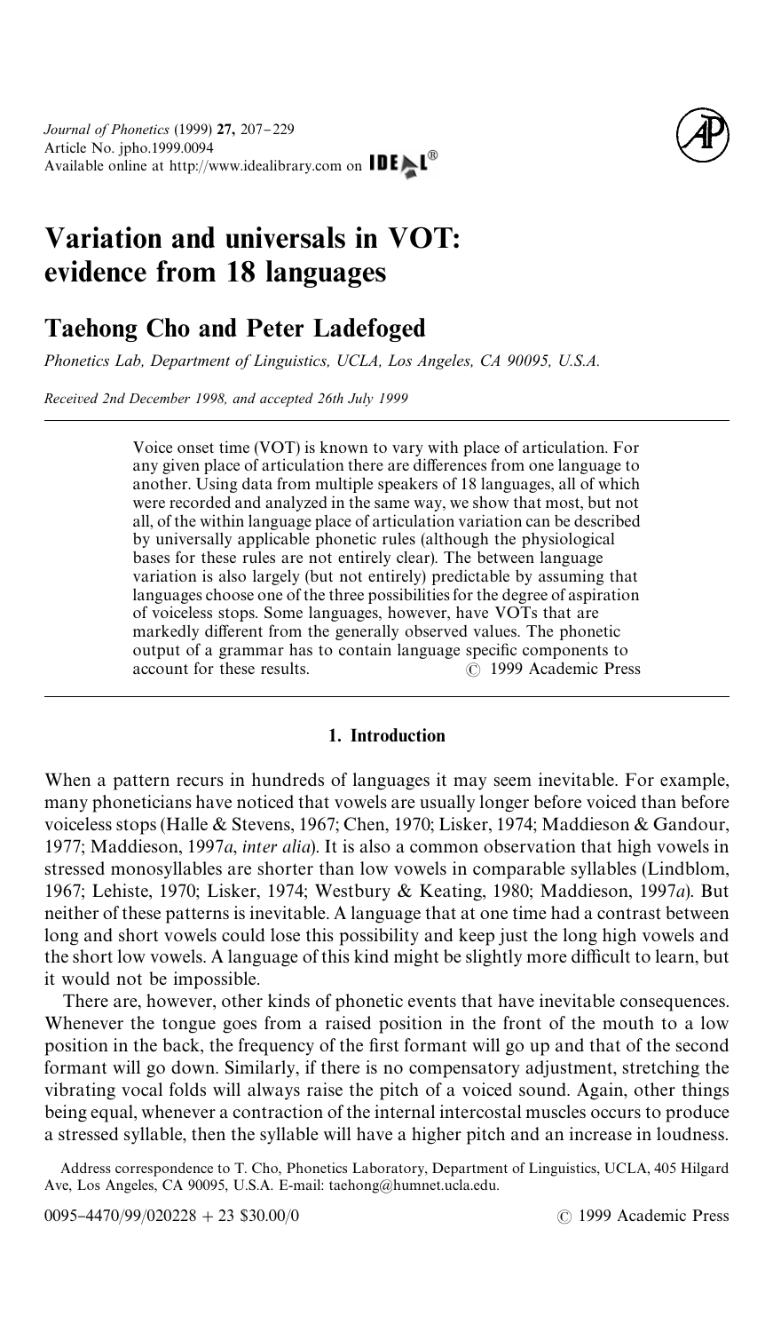# Variation and universals in VOT: evidence from 18 languages

## Taehong Cho and Peter Ladefoged

*Phonetics Lab, Department of Linguistics, UCLA, Los Angeles, CA 90095, U.S.A.*

*Received 2nd December 1998, and accepted 26th July 1999*

---

Voice onset time (VOT) is known to vary with place of articulation. For any given place of articulation there are differences from one language to another. Using data from multiple speakers of 18 languages, all of which were recorded and analyzed in the same way, we show that most, but not all, of the within language place of articulation variation can be described by universally applicable phonetic rules (although the physiological bases for these rules are not entirely clear). The between language variation is also largely (but not entirely) predictable by assuming that languages choose one of the three possibilities for the degree of aspiration of voiceless stops. Some languages, however, have VOTs that are markedly different from the generally observed values. The phonetic output of a grammar has to contain language specific components to account for these results. © 1999 Academic Press

---

## 1. Introduction

When a pattern recurs in hundreds of languages it may seem inevitable. For example, many phoneticians have noticed that vowels are usually longer before voiced than before voiceless stops (Halle & Stevens, 1967; Chen, 1970; Lisker, 1974; Maddieson & Gandour, 1977; Maddieson, 1997*a*, *inter alia*). It is also a common observation that high vowels in stressed monosyllables are shorter than low vowels in comparable syllables (Lindblom, 1967; Lehiste, 1970; Lisker, 1974; Westbury & Keating, 1980; Maddieson, 1997*a*). But neither of these patterns is inevitable. A language that at one time had a contrast between long and short vowels could lose this possibility and keep just the long high vowels and the short low vowels. A language of this kind might be slightly more difficult to learn, but it would not be impossible.

There are, however, other kinds of phonetic events that have inevitable consequences. Whenever the tongue goes from a raised position in the front of the mouth to a low position in the back, the frequency of the first formant will go up and that of the second formant will go down. Similarly, if there is no compensatory adjustment, stretching the vibrating vocal folds will always raise the pitch of a voiced sound. Again, other things being equal, whenever a contraction of the internal intercostal muscles occurs to produce a stressed syllable, then the syllable will have a higher pitch and an increase in loudness.

Address correspondence to T. Cho, Phonetics Laboratory, Department of Linguistics, UCLA, 405 Hilgard Ave, Los Angeles, CA 90095, U.S.A. E-mail: taehong@humnet.ucla.edu.

0095–4470/99/020228 + 23 $30.00/0 © 1999 Academic Press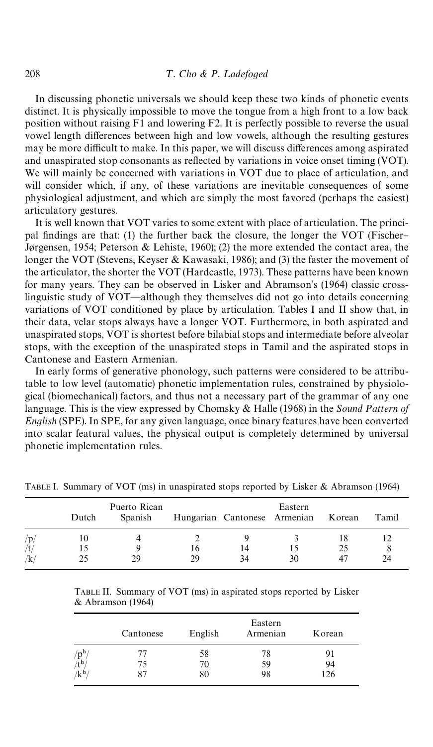In discussing phonetic universals we should keep these two kinds of phonetic events distinct. It is physically impossible to move the tongue from a high front to a low back position without raising F1 and lowering F2. It is perfectly possible to reverse the usual vowel length differences between high and low vowels, although the resulting gestures may be more difficult to make. In this paper, we will discuss differences among aspirated and unaspirated stop consonants as reflected by variations in voice onset timing (VOT). We will mainly be concerned with variations in VOT due to place of articulation, and will consider which, if any, of these variations are inevitable consequences of some physiological adjustment, and which are simply the most favored (perhaps the easiest) articulatory gestures.

It is well known that VOT varies to some extent with place of articulation. The principal findings are that: (1) the further back the closure, the longer the VOT (Fischer–Jørgensen, 1954; Peterson & Lehiste, 1960); (2) the more extended the contact area, the longer the VOT (Stevens, Keyser & Kawasaki, 1986); and (3) the faster the movement of the articulator, the shorter the VOT (Hardcastle, 1973). These patterns have been known for many years. They can be observed in Lisker and Abramson's (1964) classic cross-linguistic study of VOT—although they themselves did not go into details concerning variations of VOT conditioned by place by articulation. Tables I and II show that, in their data, velar stops always have a longer VOT. Furthermore, in both aspirated and unaspirated stops, VOT is shortest before bilabial stops and intermediate before alveolar stops, with the exception of the unaspirated stops in Tamil and the aspirated stops in Cantonese and Eastern Armenian.

In early forms of generative phonology, such patterns were considered to be attributable to low level (automatic) phonetic implementation rules, constrained by physiological (biomechanical) factors, and thus not a necessary part of the grammar of any one language. This is the view expressed by Chomsky & Halle (1968) in the *Sound Pattern of English* (SPE). In SPE, for any given language, once binary features have been converted into scalar featural values, the physical output is completely determined by universal phonetic implementation rules.

TABLE I. Summary of VOT (ms) in unaspirated stops reported by Lisker & Abramson (1964)

| | Dutch | Puerto Rican Spanish | Hungarian | Cantonese | Eastern Armenian | Korean | Tamil |
|---|---|---|---|---|---|---|---|
| /p/ | 10 | 4 | 2 | 9 | 3 | 18 | 12 |
| /t/ | 15 | 9 | 16 | 14 | 15 | 25 | 8 |
| /k/ | 25 | 29 | 29 | 34 | 30 | 47 | 24 |

TABLE II. Summary of VOT (ms) in aspirated stops reported by Lisker & Abramson (1964)

| | Cantonese | English | Eastern Armenian | Korean |
|---|---|---|---|---|
| /pʰ/ | 77 | 58 | 78 | 91 |
| /tʰ/ | 75 | 70 | 59 | 94 |
| /kʰ/ | 87 | 80 | 98 | 126 |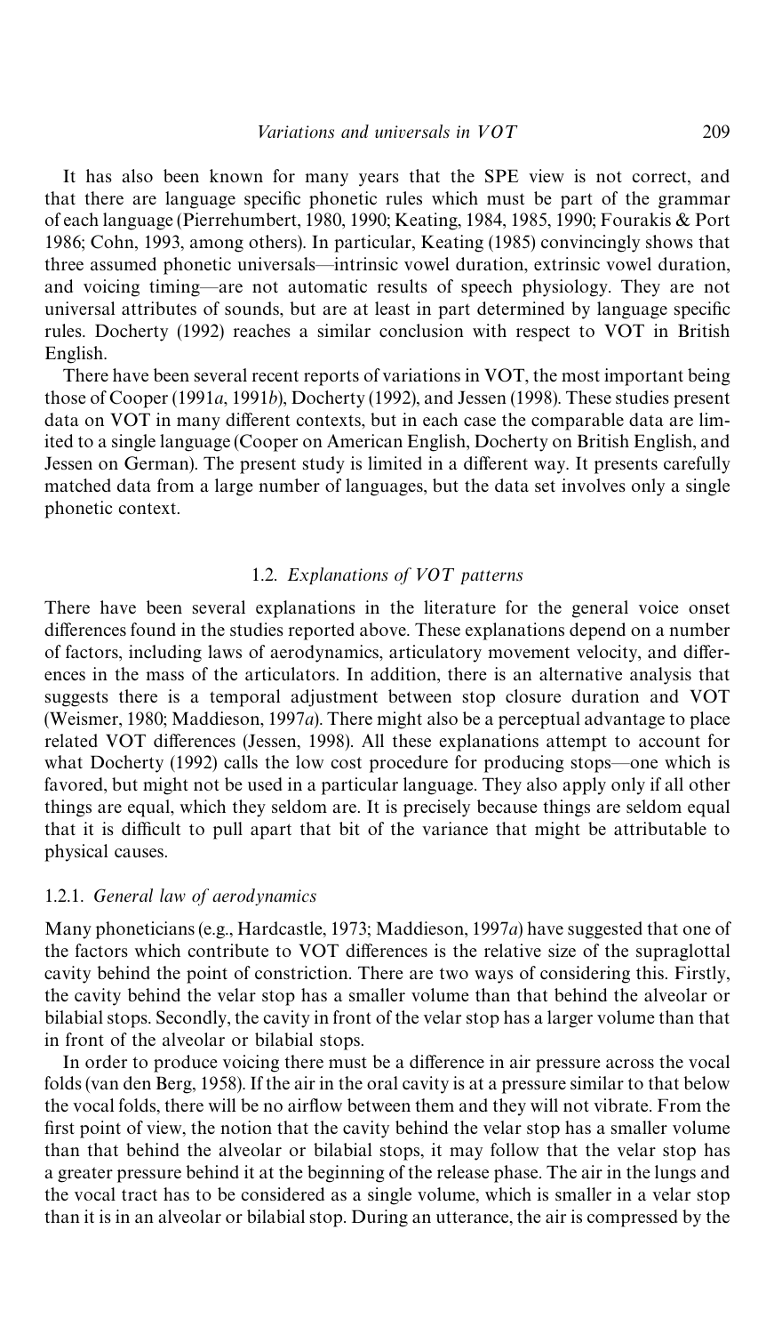It has also been known for many years that the SPE view is not correct, and that there are language specific phonetic rules which must be part of the grammar of each language (Pierrehumbert, 1980, 1990; Keating, 1984, 1985, 1990; Fourakis & Port 1986; Cohn, 1993, among others). In particular, Keating (1985) convincingly shows that three assumed phonetic universals—intrinsic vowel duration, extrinsic vowel duration, and voicing timing—are not automatic results of speech physiology. They are not universal attributes of sounds, but are at least in part determined by language specific rules. Docherty (1992) reaches a similar conclusion with respect to VOT in British English.

There have been several recent reports of variations in VOT, the most important being those of Cooper (1991*a*, 1991*b*), Docherty (1992), and Jessen (1998). These studies present data on VOT in many different contexts, but in each case the comparable data are limited to a single language (Cooper on American English, Docherty on British English, and Jessen on German). The present study is limited in a different way. It presents carefully matched data from a large number of languages, but the data set involves only a single phonetic context.

## 1.2. *Explanations of VOT patterns*

There have been several explanations in the literature for the general voice onset differences found in the studies reported above. These explanations depend on a number of factors, including laws of aerodynamics, articulatory movement velocity, and differences in the mass of the articulators. In addition, there is an alternative analysis that suggests there is a temporal adjustment between stop closure duration and VOT (Weismer, 1980; Maddieson, 1997*a*). There might also be a perceptual advantage to place related VOT differences (Jessen, 1998). All these explanations attempt to account for what Docherty (1992) calls the low cost procedure for producing stops—one which is favored, but might not be used in a particular language. They also apply only if all other things are equal, which they seldom are. It is precisely because things are seldom equal that it is difficult to pull apart that bit of the variance that might be attributable to physical causes.

### 1.2.1. *General law of aerodynamics*

Many phoneticians (e.g., Hardcastle, 1973; Maddieson, 1997*a*) have suggested that one of the factors which contribute to VOT differences is the relative size of the supraglottal cavity behind the point of constriction. There are two ways of considering this. Firstly, the cavity behind the velar stop has a smaller volume than that behind the alveolar or bilabial stops. Secondly, the cavity in front of the velar stop has a larger volume than that in front of the alveolar or bilabial stops.

In order to produce voicing there must be a difference in air pressure across the vocal folds (van den Berg, 1958). If the air in the oral cavity is at a pressure similar to that below the vocal folds, there will be no airflow between them and they will not vibrate. From the first point of view, the notion that the cavity behind the velar stop has a smaller volume than that behind the alveolar or bilabial stops, it may follow that the velar stop has a greater pressure behind it at the beginning of the release phase. The air in the lungs and the vocal tract has to be considered as a single volume, which is smaller in a velar stop than it is in an alveolar or bilabial stop. During an utterance, the air is compressed by the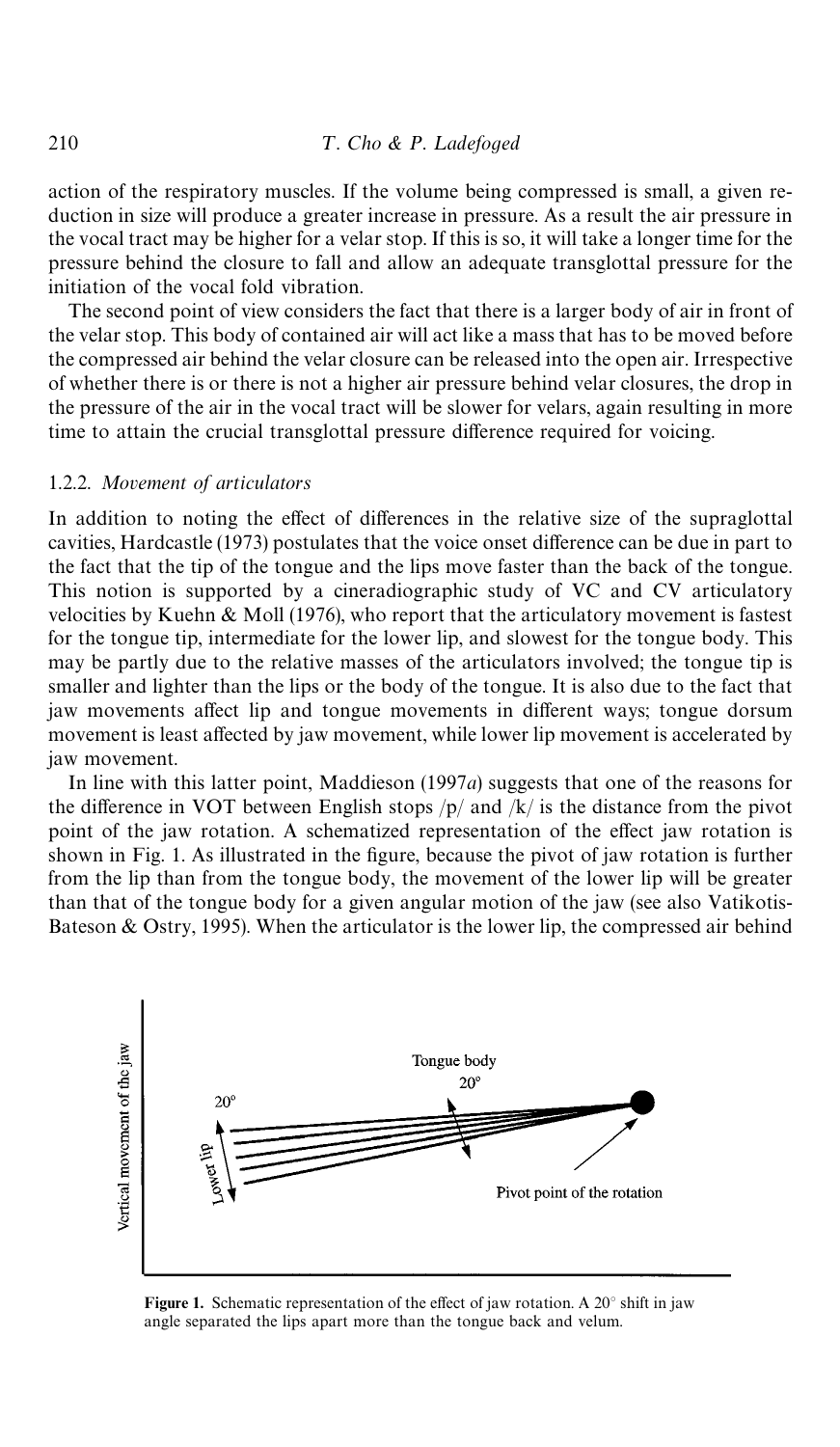action of the respiratory muscles. If the volume being compressed is small, a given reduction in size will produce a greater increase in pressure. As a result the air pressure in the vocal tract may be higher for a velar stop. If this is so, it will take a longer time for the pressure behind the closure to fall and allow an adequate transglottal pressure for the initiation of the vocal fold vibration.

The second point of view considers the fact that there is a larger body of air in front of the velar stop. This body of contained air will act like a mass that has to be moved before the compressed air behind the velar closure can be released into the open air. Irrespective of whether there is or there is not a higher air pressure behind velar closures, the drop in the pressure of the air in the vocal tract will be slower for velars, again resulting in more time to attain the crucial transglottal pressure difference required for voicing.

### 1.2.2. *Movement of articulators*

In addition to noting the effect of differences in the relative size of the supraglottal cavities, Hardcastle (1973) postulates that the voice onset difference can be due in part to the fact that the tip of the tongue and the lips move faster than the back of the tongue. This notion is supported by a cineradiographic study of VC and CV articulatory velocities by Kuehn & Moll (1976), who report that the articulatory movement is fastest for the tongue tip, intermediate for the lower lip, and slowest for the tongue body. This may be partly due to the relative masses of the articulators involved; the tongue tip is smaller and lighter than the lips or the body of the tongue. It is also due to the fact that jaw movements affect lip and tongue movements in different ways; tongue dorsum movement is least affected by jaw movement, while lower lip movement is accelerated by jaw movement.

In line with this latter point, Maddieson (1997*a*) suggests that one of the reasons for the difference in VOT between English stops /p/ and /k/ is the distance from the pivot point of the jaw rotation. A schematized representation of the effect jaw rotation is shown in Fig. 1. As illustrated in the figure, because the pivot of jaw rotation is further from the lip than from the tongue body, the movement of the lower lip will be greater than that of the tongue body for a given angular motion of the jaw (see also Vatikotis-Bateson & Ostry, 1995). When the articulator is the lower lip, the compressed air behind

**Figure 1.** Schematic representation of the effect of jaw rotation. A 20° shift in jaw angle separated the lips apart more than the tongue back and velum.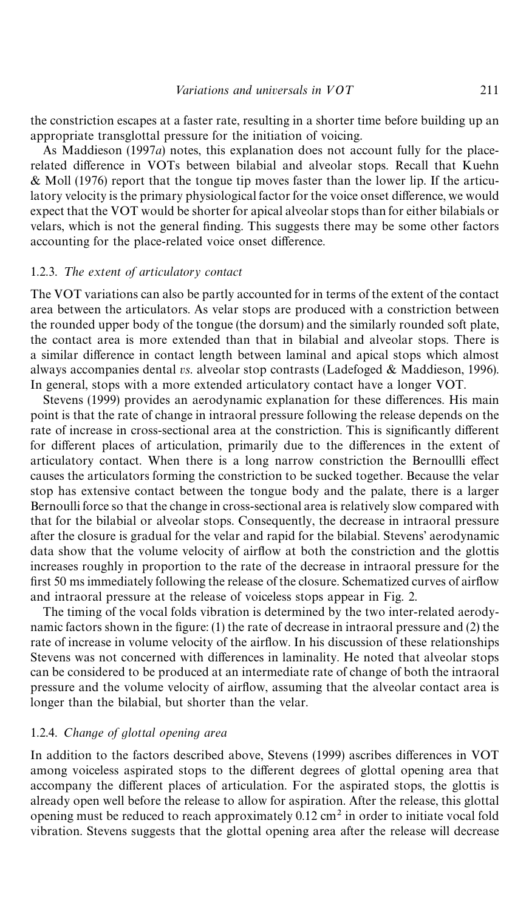the constriction escapes at a faster rate, resulting in a shorter time before building up an appropriate transglottal pressure for the initiation of voicing.

As Maddieson (1997*a*) notes, this explanation does not account fully for the place-related difference in VOTs between bilabial and alveolar stops. Recall that Kuehn & Moll (1976) report that the tongue tip moves faster than the lower lip. If the articulatory velocity is the primary physiological factor for the voice onset difference, we would expect that the VOT would be shorter for apical alveolar stops than for either bilabials or velars, which is not the general finding. This suggests there may be some other factors accounting for the place-related voice onset difference.

### 1.2.3. *The extent of articulatory contact*

The VOT variations can also be partly accounted for in terms of the extent of the contact area between the articulators. As velar stops are produced with a constriction between the rounded upper body of the tongue (the dorsum) and the similarly rounded soft plate, the contact area is more extended than that in bilabial and alveolar stops. There is a similar difference in contact length between laminal and apical stops which almost always accompanies dental *vs.* alveolar stop contrasts (Ladefoged & Maddieson, 1996). In general, stops with a more extended articulatory contact have a longer VOT.

Stevens (1999) provides an aerodynamic explanation for these differences. His main point is that the rate of change in intraoral pressure following the release depends on the rate of increase in cross-sectional area at the constriction. This is significantly different for different places of articulation, primarily due to the differences in the extent of articulatory contact. When there is a long narrow constriction the Bernoullli effect causes the articulators forming the constriction to be sucked together. Because the velar stop has extensive contact between the tongue body and the palate, there is a larger Bernoulli force so that the change in cross-sectional area is relatively slow compared with that for the bilabial or alveolar stops. Consequently, the decrease in intraoral pressure after the closure is gradual for the velar and rapid for the bilabial. Stevens' aerodynamic data show that the volume velocity of airflow at both the constriction and the glottis increases roughly in proportion to the rate of the decrease in intraoral pressure for the first 50 ms immediately following the release of the closure. Schematized curves of airflow and intraoral pressure at the release of voiceless stops appear in Fig. 2.

The timing of the vocal folds vibration is determined by the two inter-related aerodynamic factors shown in the figure: (1) the rate of decrease in intraoral pressure and (2) the rate of increase in volume velocity of the airflow. In his discussion of these relationships Stevens was not concerned with differences in laminality. He noted that alveolar stops can be considered to be produced at an intermediate rate of change of both the intraoral pressure and the volume velocity of airflow, assuming that the alveolar contact area is longer than the bilabial, but shorter than the velar.

### 1.2.4. *Change of glottal opening area*

In addition to the factors described above, Stevens (1999) ascribes differences in VOT among voiceless aspirated stops to the different degrees of glottal opening area that accompany the different places of articulation. For the aspirated stops, the glottis is already open well before the release to allow for aspiration. After the release, this glottal opening must be reduced to reach approximately $0.12\ \text{cm}^2$ in order to initiate vocal fold vibration. Stevens suggests that the glottal opening area after the release will decrease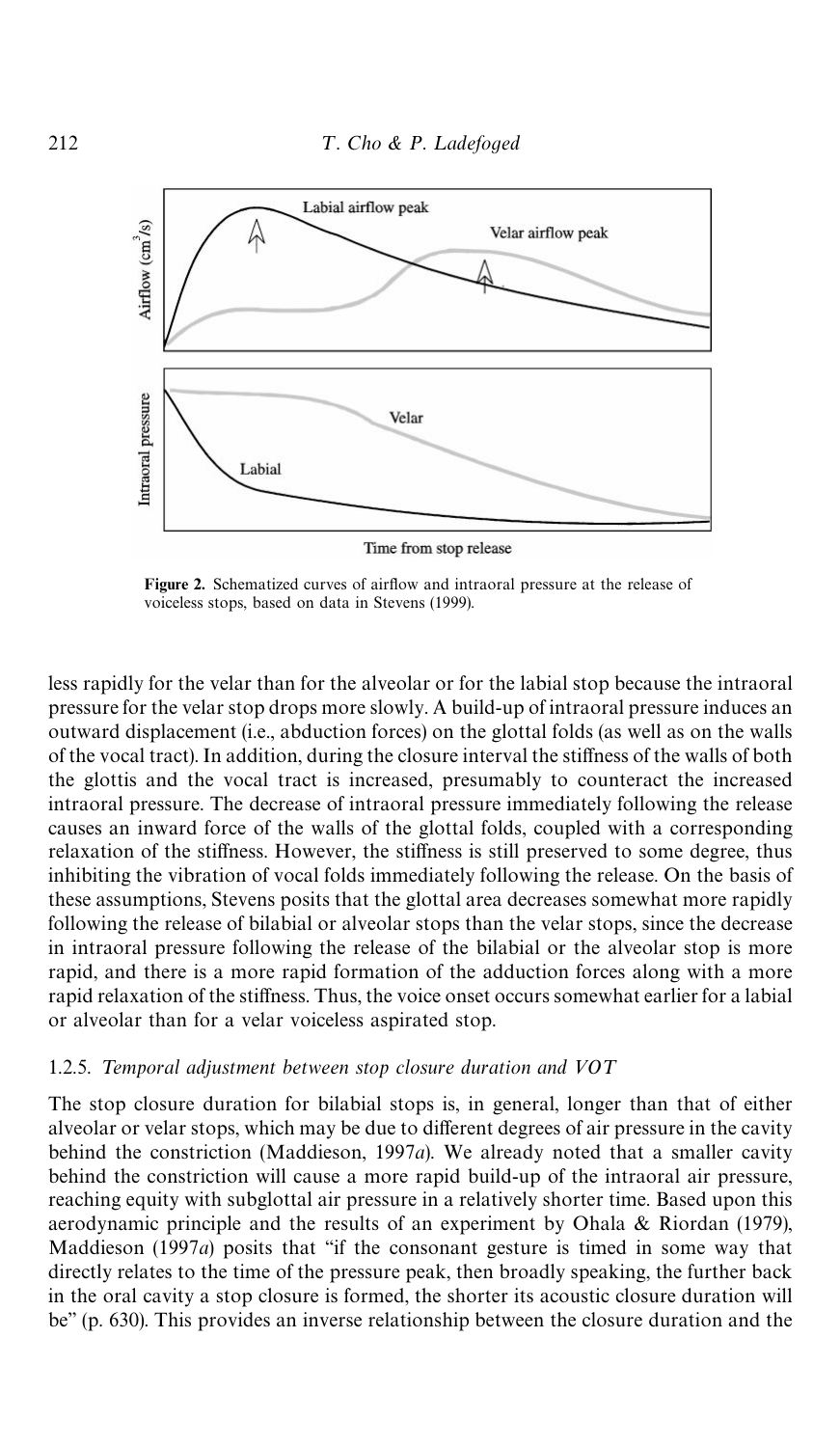**Figure 2.** Schematized curves of airflow and intraoral pressure at the release of voiceless stops, based on data in Stevens (1999).

less rapidly for the velar than for the alveolar or for the labial stop because the intraoral pressure for the velar stop drops more slowly. A build-up of intraoral pressure induces an outward displacement (i.e., abduction forces) on the glottal folds (as well as on the walls of the vocal tract). In addition, during the closure interval the stiffness of the walls of both the glottis and the vocal tract is increased, presumably to counteract the increased intraoral pressure. The decrease of intraoral pressure immediately following the release causes an inward force of the walls of the glottal folds, coupled with a corresponding relaxation of the stiffness. However, the stiffness is still preserved to some degree, thus inhibiting the vibration of vocal folds immediately following the release. On the basis of these assumptions, Stevens posits that the glottal area decreases somewhat more rapidly following the release of bilabial or alveolar stops than the velar stops, since the decrease in intraoral pressure following the release of the bilabial or the alveolar stop is more rapid, and there is a more rapid formation of the adduction forces along with a more rapid relaxation of the stiffness. Thus, the voice onset occurs somewhat earlier for a labial or alveolar than for a velar voiceless aspirated stop.

### 1.2.5. *Temporal adjustment between stop closure duration and VOT*

The stop closure duration for bilabial stops is, in general, longer than that of either alveolar or velar stops, which may be due to different degrees of air pressure in the cavity behind the constriction (Maddieson, 1997*a*). We already noted that a smaller cavity behind the constriction will cause a more rapid build-up of the intraoral air pressure, reaching equity with subglottal air pressure in a relatively shorter time. Based upon this aerodynamic principle and the results of an experiment by Ohala & Riordan (1979), Maddieson (1997*a*) posits that "if the consonant gesture is timed in some way that directly relates to the time of the pressure peak, then broadly speaking, the further back in the oral cavity a stop closure is formed, the shorter its acoustic closure duration will be" (p. 630). This provides an inverse relationship between the closure duration and the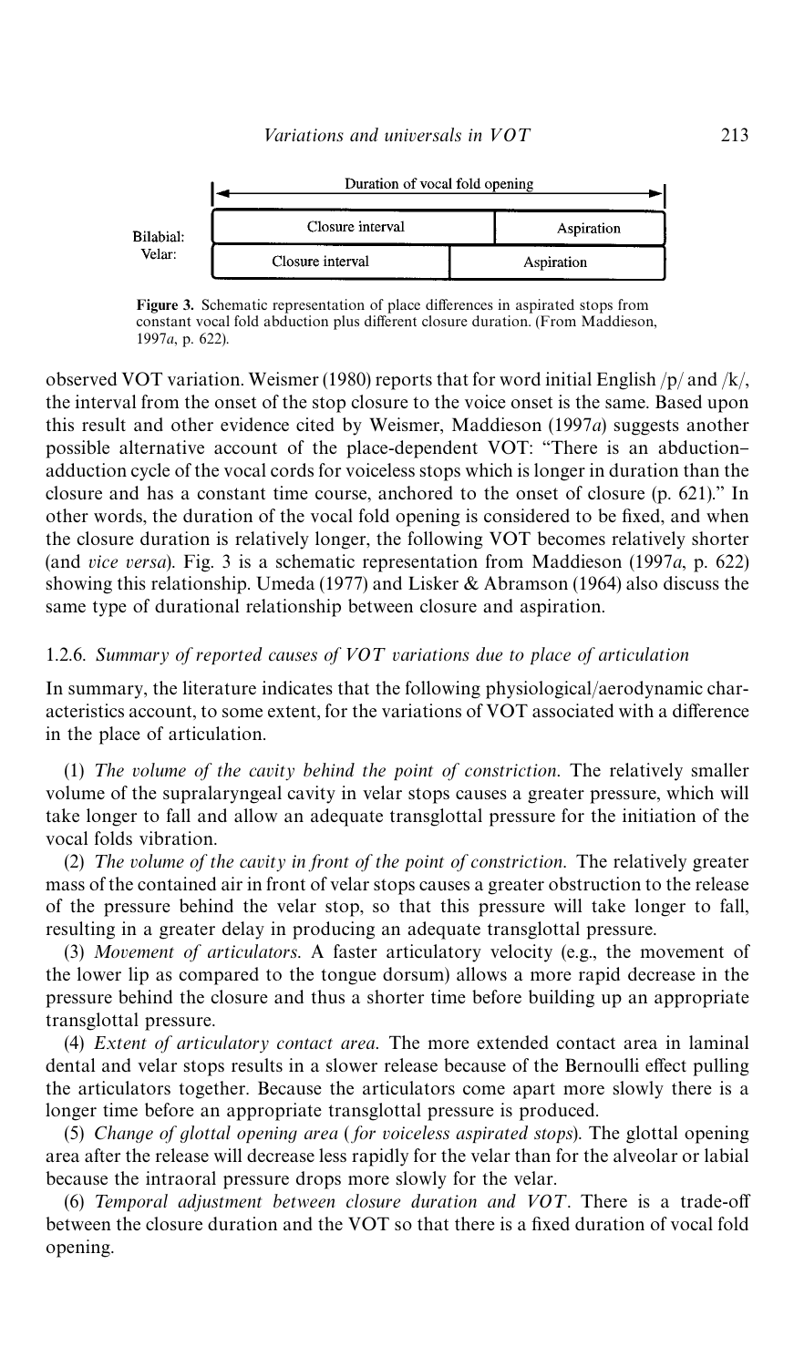| | Duration of vocal fold opening | |
|---|---|---|
| Bilabial: | Closure interval | Aspiration |
| Velar: | Closure interval | Aspiration |

**Figure 3.** Schematic representation of place differences in aspirated stops from constant vocal fold abduction plus different closure duration. (From Maddieson, 1997*a*, p. 622).

observed VOT variation. Weismer (1980) reports that for word initial English /p/ and /k/, the interval from the onset of the stop closure to the voice onset is the same. Based upon this result and other evidence cited by Weismer, Maddieson (1997*a*) suggests another possible alternative account of the place-dependent VOT: "There is an abduction–adduction cycle of the vocal cords for voiceless stops which is longer in duration than the closure and has a constant time course, anchored to the onset of closure (p. 621)." In other words, the duration of the vocal fold opening is considered to be fixed, and when the closure duration is relatively longer, the following VOT becomes relatively shorter (and *vice versa*). Fig. 3 is a schematic representation from Maddieson (1997*a*, p. 622) showing this relationship. Umeda (1977) and Lisker & Abramson (1964) also discuss the same type of durational relationship between closure and aspiration.

### 1.2.6. *Summary of reported causes of VOT variations due to place of articulation*

In summary, the literature indicates that the following physiological/aerodynamic characteristics account, to some extent, for the variations of VOT associated with a difference in the place of articulation.

(1) *The volume of the cavity behind the point of constriction*. The relatively smaller volume of the supralaryngeal cavity in velar stops causes a greater pressure, which will take longer to fall and allow an adequate transglottal pressure for the initiation of the vocal folds vibration.

(2) *The volume of the cavity in front of the point of constriction*. The relatively greater mass of the contained air in front of velar stops causes a greater obstruction to the release of the pressure behind the velar stop, so that this pressure will take longer to fall, resulting in a greater delay in producing an adequate transglottal pressure.

(3) *Movement of articulators*. A faster articulatory velocity (e.g., the movement of the lower lip as compared to the tongue dorsum) allows a more rapid decrease in the pressure behind the closure and thus a shorter time before building up an appropriate transglottal pressure.

(4) *Extent of articulatory contact area*. The more extended contact area in laminal dental and velar stops results in a slower release because of the Bernoulli effect pulling the articulators together. Because the articulators come apart more slowly there is a longer time before an appropriate transglottal pressure is produced.

(5) *Change of glottal opening area* (*for voiceless aspirated stops*). The glottal opening area after the release will decrease less rapidly for the velar than for the alveolar or labial because the intraoral pressure drops more slowly for the velar.

(6) *Temporal adjustment between closure duration and VOT*. There is a trade-off between the closure duration and the VOT so that there is a fixed duration of vocal fold opening.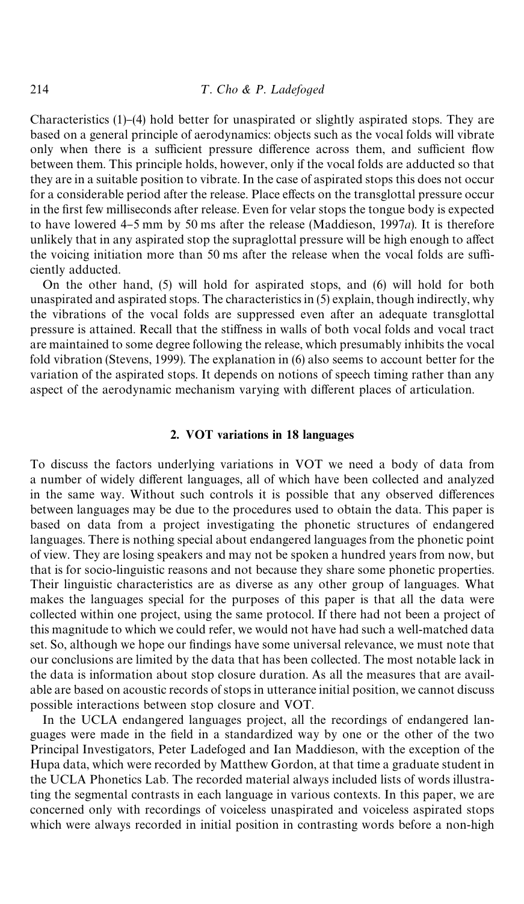Characteristics (1)–(4) hold better for unaspirated or slightly aspirated stops. They are based on a general principle of aerodynamics: objects such as the vocal folds will vibrate only when there is a sufficient pressure difference across them, and sufficient flow between them. This principle holds, however, only if the vocal folds are adducted so that they are in a suitable position to vibrate. In the case of aspirated stops this does not occur for a considerable period after the release. Place effects on the transglottal pressure occur in the first few milliseconds after release. Even for velar stops the tongue body is expected to have lowered 4–5 mm by 50 ms after the release (Maddieson, 1997*a*). It is therefore unlikely that in any aspirated stop the supraglottal pressure will be high enough to affect the voicing initiation more than 50 ms after the release when the vocal folds are sufficiently adducted.

On the other hand, (5) will hold for aspirated stops, and (6) will hold for both unaspirated and aspirated stops. The characteristics in (5) explain, though indirectly, why the vibrations of the vocal folds are suppressed even after an adequate transglottal pressure is attained. Recall that the stiffness in walls of both vocal folds and vocal tract are maintained to some degree following the release, which presumably inhibits the vocal fold vibration (Stevens, 1999). The explanation in (6) also seems to account better for the variation of the aspirated stops. It depends on notions of speech timing rather than any aspect of the aerodynamic mechanism varying with different places of articulation.

## 2. VOT variations in 18 languages

To discuss the factors underlying variations in VOT we need a body of data from a number of widely different languages, all of which have been collected and analyzed in the same way. Without such controls it is possible that any observed differences between languages may be due to the procedures used to obtain the data. This paper is based on data from a project investigating the phonetic structures of endangered languages. There is nothing special about endangered languages from the phonetic point of view. They are losing speakers and may not be spoken a hundred years from now, but that is for socio-linguistic reasons and not because they share some phonetic properties. Their linguistic characteristics are as diverse as any other group of languages. What makes the languages special for the purposes of this paper is that all the data were collected within one project, using the same protocol. If there had not been a project of this magnitude to which we could refer, we would not have had such a well-matched data set. So, although we hope our findings have some universal relevance, we must note that our conclusions are limited by the data that has been collected. The most notable lack in the data is information about stop closure duration. As all the measures that are available are based on acoustic records of stops in utterance initial position, we cannot discuss possible interactions between stop closure and VOT.

In the UCLA endangered languages project, all the recordings of endangered languages were made in the field in a standardized way by one or the other of the two Principal Investigators, Peter Ladefoged and Ian Maddieson, with the exception of the Hupa data, which were recorded by Matthew Gordon, at that time a graduate student in the UCLA Phonetics Lab. The recorded material always included lists of words illustrating the segmental contrasts in each language in various contexts. In this paper, we are concerned only with recordings of voiceless unaspirated and voiceless aspirated stops which were always recorded in initial position in contrasting words before a non-high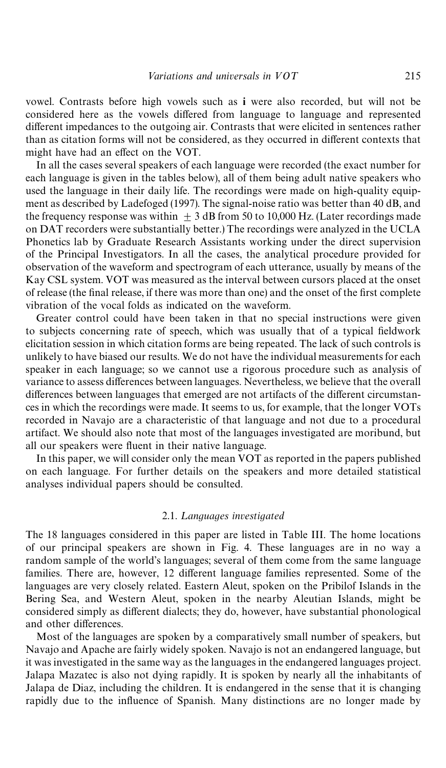vowel. Contrasts before high vowels such as **i** were also recorded, but will not be considered here as the vowels differed from language to language and represented different impedances to the outgoing air. Contrasts that were elicited in sentences rather than as citation forms will not be considered, as they occurred in different contexts that might have had an effect on the VOT.

In all the cases several speakers of each language were recorded (the exact number for each language is given in the tables below), all of them being adult native speakers who used the language in their daily life. The recordings were made on high-quality equipment as described by Ladefoged (1997). The signal-noise ratio was better than 40 dB, and the frequency response was within $\pm$ 3 dB from 50 to 10,000 Hz. (Later recordings made on DAT recorders were substantially better.) The recordings were analyzed in the UCLA Phonetics lab by Graduate Research Assistants working under the direct supervision of the Principal Investigators. In all the cases, the analytical procedure provided for observation of the waveform and spectrogram of each utterance, usually by means of the Kay CSL system. VOT was measured as the interval between cursors placed at the onset of release (the final release, if there was more than one) and the onset of the first complete vibration of the vocal folds as indicated on the waveform.

Greater control could have been taken in that no special instructions were given to subjects concerning rate of speech, which was usually that of a typical fieldwork elicitation session in which citation forms are being repeated. The lack of such controls is unlikely to have biased our results. We do not have the individual measurements for each speaker in each language; so we cannot use a rigorous procedure such as analysis of variance to assess differences between languages. Nevertheless, we believe that the overall differences between languages that emerged are not artifacts of the different circumstances in which the recordings were made. It seems to us, for example, that the longer VOTs recorded in Navajo are a characteristic of that language and not due to a procedural artifact. We should also note that most of the languages investigated are moribund, but all our speakers were fluent in their native language.

In this paper, we will consider only the mean VOT as reported in the papers published on each language. For further details on the speakers and more detailed statistical analyses individual papers should be consulted.

### 2.1. *Languages investigated*

The 18 languages considered in this paper are listed in Table III. The home locations of our principal speakers are shown in Fig. 4. These languages are in no way a random sample of the world's languages; several of them come from the same language families. There are, however, 12 different language families represented. Some of the languages are very closely related. Eastern Aleut, spoken on the Pribilof Islands in the Bering Sea, and Western Aleut, spoken in the nearby Aleutian Islands, might be considered simply as different dialects; they do, however, have substantial phonological and other differences.

Most of the languages are spoken by a comparatively small number of speakers, but Navajo and Apache are fairly widely spoken. Navajo is not an endangered language, but it was investigated in the same way as the languages in the endangered languages project. Jalapa Mazatec is also not dying rapidly. It is spoken by nearly all the inhabitants of Jalapa de Diaz, including the children. It is endangered in the sense that it is changing rapidly due to the influence of Spanish. Many distinctions are no longer made by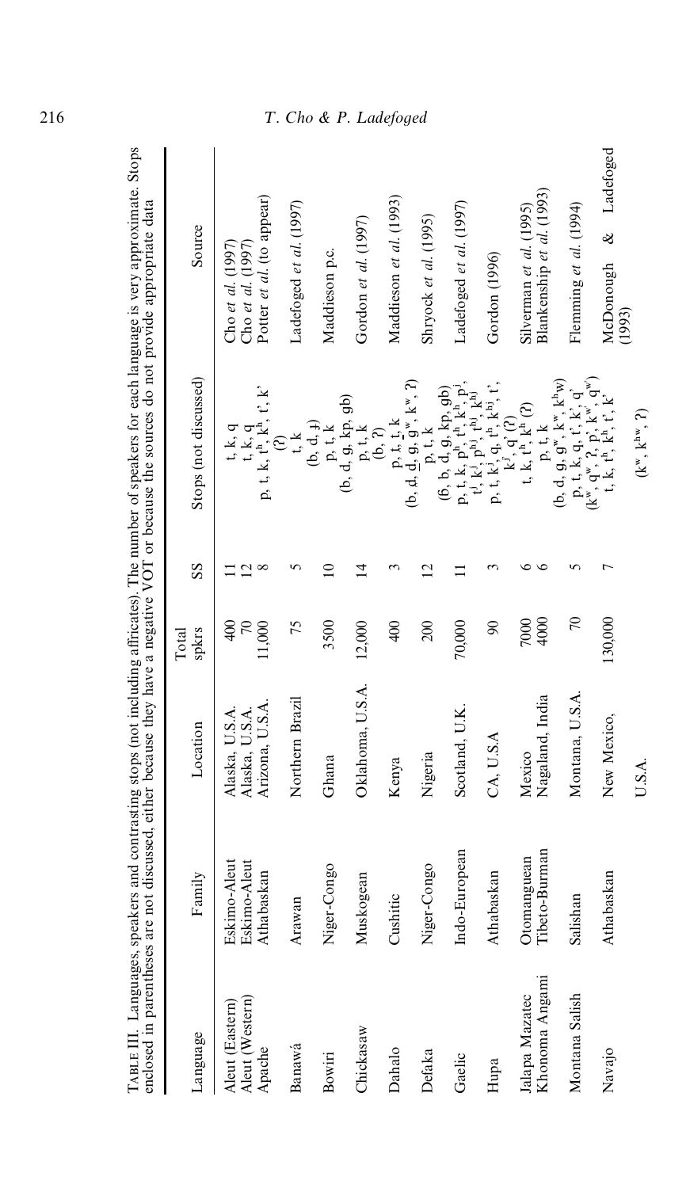TABLE III. Languages, speakers and contrasting stops (not including affricates). The number of speakers for each language is very approximate. Stops enclosed in parentheses are not discussed, either because they have a negative VOT or because the sources do not provide appropriate data

| Language | Family | Location | Total spkrs | SS | Stops (not discussed) | Source |
|---|---|---|---|---|---|---|
| Aleut (Eastern) | Eskimo-Aleut | Alaska, U.S.A. | 400 | 11 | t, k, q | Cho *et al.* (1997) |
| Aleut (Western) | Eskimo-Aleut | Alaska, U.S.A. | 70 | 12 | t, k, q | Cho *et al.* (1997) |
| Apache | Athabaskan | Arizona, U.S.A. | 11,000 | 8 | p, t, k, tʰ, kʰ, t', k' (ʔ) | Potter *et al.* (to appear) |
| Banawá | Arawan | Northern Brazil | 75 | 5 | t, k (b, d, ɟ) | Ladefoged *et al.* (1997) |
| Bowiri | Niger-Congo | Ghana | 3500 | 10 | p, t, k (b, d, g, kp, gb) | Maddieson p.c. |
| Chickasaw | Muskogean | Oklahoma, U.S.A. | 12,000 | 14 | p, t, k (b, ʔ) | Gordon *et al.* (1997) |
| Dahalo | Cushitic | Kenya | 400 | 3 | p, t̪, t, k (b, d̪, d, g, gʷ, kʷ, ʔ) | Maddieson *et al.* (1993) |
| Defaka | Niger-Congo | Nigeria | 200 | 12 | p, t, k (ɓ, b, d, g, kp, gb) | Shryock *et al.* (1995) |
| Gaelic | Indo-European | Scotland, U.K. | 70,000 | 11 | p, t, k, pʰ, tʰ, kʰ, pʲ, tʲ, kʲ, pʰʲ, tʰʲ, kʰʲ | Ladefoged *et al.* (1997) |
| Hupa | Athabaskan | CA, U.S.A | 90 | 3 | p, t, kʲ, q, tʰ, kʰʲ, t', kʲ', q' (ʔ) | Gordon (1996) |
| Jalapa Mazatec | Otomanguean | Mexico | 7000 | 6 | t, k, tʰ, kʰ (ʔ) | Silverman *et al.* (1995) |
| Khonoma Angami | Tibeto-Burman | Nagaland, India | 4000 | 6 | p, t, k (b, d, g, gʷ, kʷ, kʰw) | Blankenship *et al.* (1993) |
| Montana Salish | Salishan | Montana, U.S.A. | 70 | 5 | p, t, k, q, t', k', q' (kʷ, qʷ, ʔ, p̓, kʷ', qʷ') | Flemming *et al.* (1994) |
| Navajo | Athabaskan | New Mexico, U.S.A. | 130,000 | 7 | t, k, tʰ, kʰ, t', k' (kʷ, kʰʷ, ʔ) | McDonough & Ladefoged (1993) |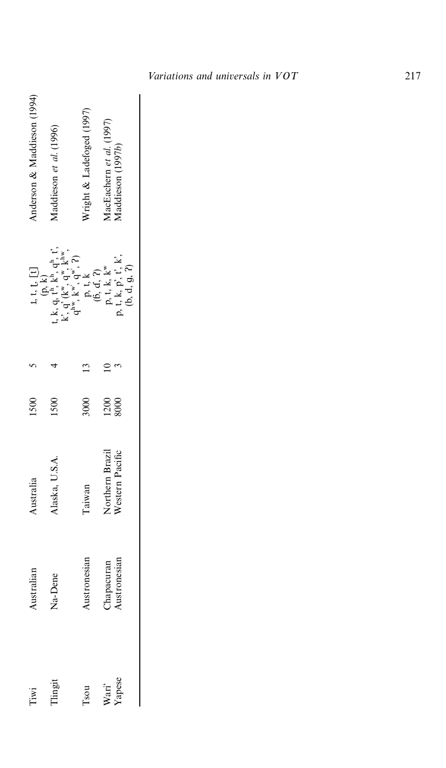| | | | | | | |
|---|---|---|---|---|---|---|
| Tiwi | Australian | Australia | 1500 | 5 | t, ʈ, ṯ, [t̪] (p, k) | Anderson & Maddieson (1994) |
| Tlingit | Na-Dene | Alaska, U.S.A. | 1500 | 4 | t, k, q, tʰ, kʰ, qʰ, t', k', q' (kʷ, qʷ, kʰʷ, qʰʷ, kʷ', qʷ', ʔ) | Maddieson *et al.* (1996) |
| Tsou | Austronesian | Taiwan | 3000 | 13 | p, t, k (ɓ, ɗ, ʔ) | Wright & Ladefoged (1997) |
| Wari' | Chapacuran | Northern Brazil | 1200 | 10 | p, t, k, kʷ | MacEachern *et al.* (1997) |
| Yapese | Austronesian | Western Pacific | 8000 | 3 | p, t, k, p', t', k', (b, d, g, ʔ) | Maddieson (1997*b*) |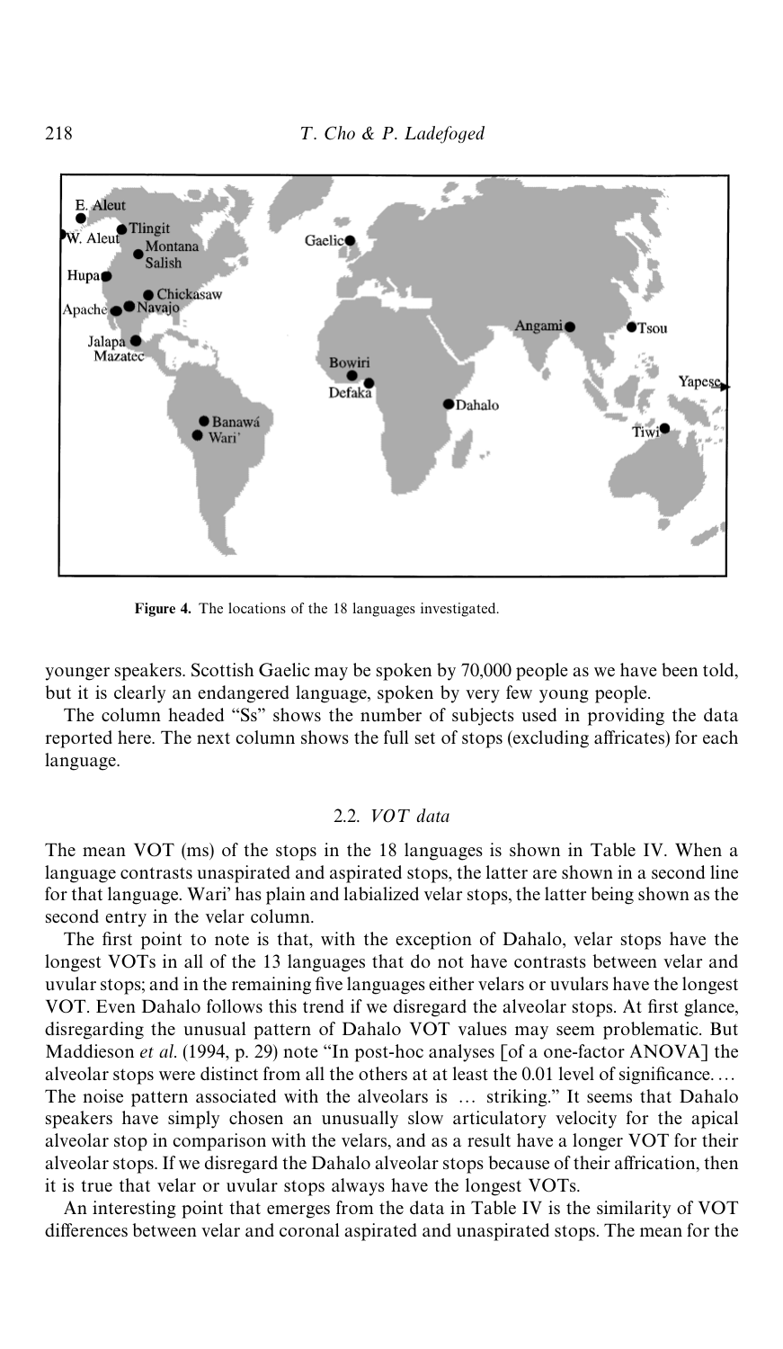**Figure 4.** The locations of the 18 languages investigated.

younger speakers. Scottish Gaelic may be spoken by 70,000 people as we have been told, but it is clearly an endangered language, spoken by very few young people.

The column headed "Ss" shows the number of subjects used in providing the data reported here. The next column shows the full set of stops (excluding affricates) for each language.

### 2.2. *VOT data*

The mean VOT (ms) of the stops in the 18 languages is shown in Table IV. When a language contrasts unaspirated and aspirated stops, the latter are shown in a second line for that language. Wari' has plain and labialized velar stops, the latter being shown as the second entry in the velar column.

The first point to note is that, with the exception of Dahalo, velar stops have the longest VOTs in all of the 13 languages that do not have contrasts between velar and uvular stops; and in the remaining five languages either velars or uvulars have the longest VOT. Even Dahalo follows this trend if we disregard the alveolar stops. At first glance, disregarding the unusual pattern of Dahalo VOT values may seem problematic. But Maddieson *et al.* (1994, p. 29) note "In post-hoc analyses [of a one-factor ANOVA] the alveolar stops were distinct from all the others at at least the 0.01 level of significance. ... The noise pattern associated with the alveolars is ... striking." It seems that Dahalo speakers have simply chosen an unusually slow articulatory velocity for the apical alveolar stop in comparison with the velars, and as a result have a longer VOT for their alveolar stops. If we disregard the Dahalo alveolar stops because of their affrication, then it is true that velar or uvular stops always have the longest VOTs.

An interesting point that emerges from the data in Table IV is the similarity of VOT differences between velar and coronal aspirated and unaspirated stops. The mean for the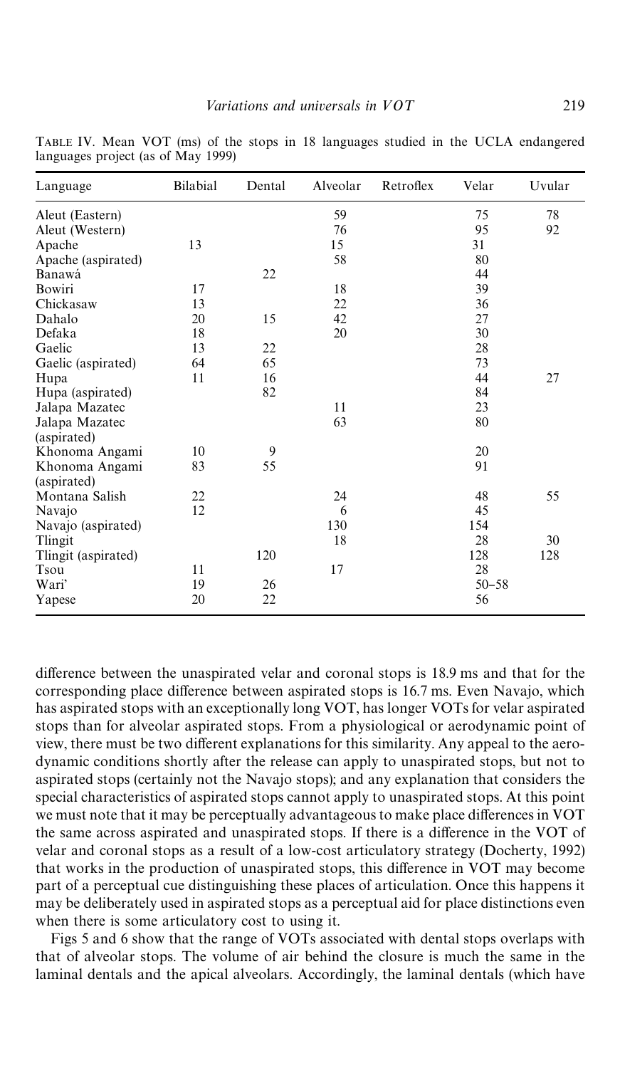TABLE IV. Mean VOT (ms) of the stops in 18 languages studied in the UCLA endangered languages project (as of May 1999)

| Language | Bilabial | Dental | Alveolar | Retroflex | Velar | Uvular |
|---|---|---|---|---|---|---|
| Aleut (Eastern) | | | 59 | | 75 | 78 |
| Aleut (Western) | | | 76 | | 95 | 92 |
| Apache | 13 | | 15 | | 31 | |
| Apache (aspirated) | | | 58 | | 80 | |
| Banawá | | 22 | | | 44 | |
| Bowiri | 17 | | 18 | | 39 | |
| Chickasaw | 13 | | 22 | | 36 | |
| Dahalo | 20 | 15 | 42 | | 27 | |
| Defaka | 18 | | 20 | | 30 | |
| Gaelic | 13 | 22 | | | 28 | |
| Gaelic (aspirated) | 64 | 65 | | | 73 | |
| Hupa | 11 | 16 | | | 44 | 27 |
| Hupa (aspirated) | | 82 | | | 84 | |
| Jalapa Mazatec | | | 11 | | 23 | |
| Jalapa Mazatec (aspirated) | | | 63 | | 80 | |
| Khonoma Angami | 10 | 9 | | | 20 | |
| Khonoma Angami (aspirated) | 83 | 55 | | | 91 | |
| Montana Salish | 22 | | 24 | | 48 | 55 |
| Navajo | 12 | | 6 | | 45 | |
| Navajo (aspirated) | | | 130 | | 154 | |
| Tlingit | | | 18 | | 28 | 30 |
| Tlingit (aspirated) | | 120 | | | 128 | 128 |
| Tsou | 11 | | 17 | | 28 | |
| Wari' | 19 | 26 | | | 50–58 | |
| Yapese | 20 | 22 | | | 56 | |

difference between the unaspirated velar and coronal stops is 18.9 ms and that for the corresponding place difference between aspirated stops is 16.7 ms. Even Navajo, which has aspirated stops with an exceptionally long VOT, has longer VOTs for velar aspirated stops than for alveolar aspirated stops. From a physiological or aerodynamic point of view, there must be two different explanations for this similarity. Any appeal to the aerodynamic conditions shortly after the release can apply to unaspirated stops, but not to aspirated stops (certainly not the Navajo stops); and any explanation that considers the special characteristics of aspirated stops cannot apply to unaspirated stops. At this point we must note that it may be perceptually advantageous to make place differences in VOT the same across aspirated and unaspirated stops. If there is a difference in the VOT of velar and coronal stops as a result of a low-cost articulatory strategy (Docherty, 1992) that works in the production of unaspirated stops, this difference in VOT may become part of a perceptual cue distinguishing these places of articulation. Once this happens it may be deliberately used in aspirated stops as a perceptual aid for place distinctions even when there is some articulatory cost to using it.

Figs 5 and 6 show that the range of VOTs associated with dental stops overlaps with that of alveolar stops. The volume of air behind the closure is much the same in the laminal dentals and the apical alveolars. Accordingly, the laminal dentals (which have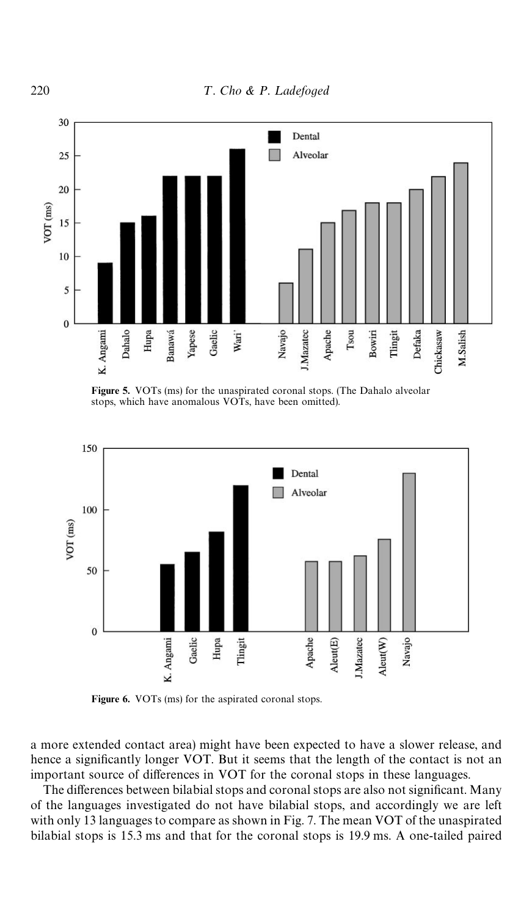Figure 5. VOTs (ms) for the unaspirated coronal stops. (The Dahalo alveolar stops, which have anomalous VOTs, have been omitted).

Figure 6. VOTs (ms) for the aspirated coronal stops.

a more extended contact area) might have been expected to have a slower release, and hence a significantly longer VOT. But it seems that the length of the contact is not an important source of differences in VOT for the coronal stops in these languages.

The differences between bilabial stops and coronal stops are also not significant. Many of the languages investigated do not have bilabial stops, and accordingly we are left with only 13 languages to compare as shown in Fig. 7. The mean VOT of the unaspirated bilabial stops is 15.3 ms and that for the coronal stops is 19.9 ms. A one-tailed paired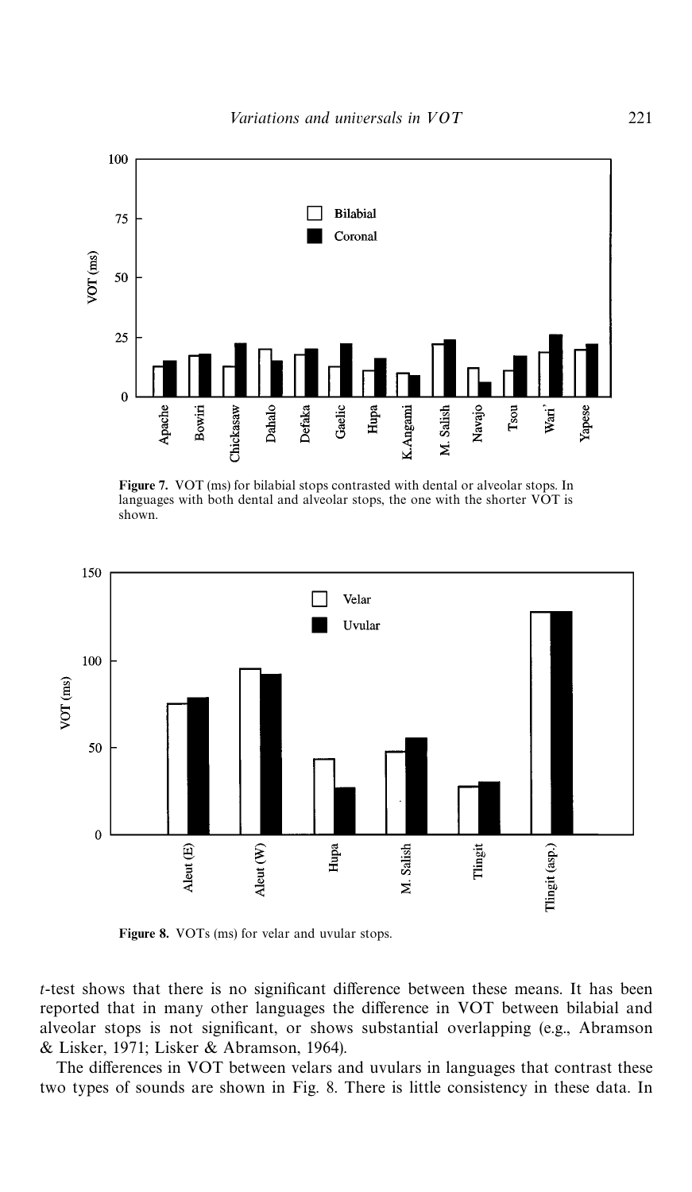**Figure 7.** VOT (ms) for bilabial stops contrasted with dental or alveolar stops. In languages with both dental and alveolar stops, the one with the shorter VOT is shown.

**Figure 8.** VOTs (ms) for velar and uvular stops.

*t*-test shows that there is no significant difference between these means. It has been reported that in many other languages the difference in VOT between bilabial and alveolar stops is not significant, or shows substantial overlapping (e.g., Abramson & Lisker, 1971; Lisker & Abramson, 1964).

The differences in VOT between velars and uvulars in languages that contrast these two types of sounds are shown in Fig. 8. There is little consistency in these data. In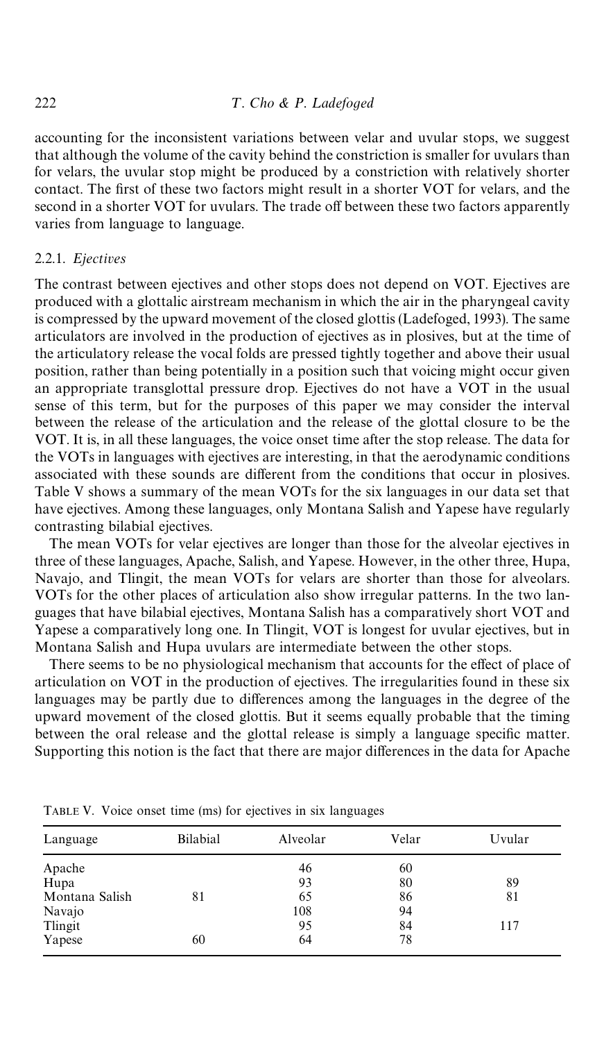accounting for the inconsistent variations between velar and uvular stops, we suggest that although the volume of the cavity behind the constriction is smaller for uvulars than for velars, the uvular stop might be produced by a constriction with relatively shorter contact. The first of these two factors might result in a shorter VOT for velars, and the second in a shorter VOT for uvulars. The trade off between these two factors apparently varies from language to language.

### 2.2.1. *Ejectives*

The contrast between ejectives and other stops does not depend on VOT. Ejectives are produced with a glottalic airstream mechanism in which the air in the pharyngeal cavity is compressed by the upward movement of the closed glottis (Ladefoged, 1993). The same articulators are involved in the production of ejectives as in plosives, but at the time of the articulatory release the vocal folds are pressed tightly together and above their usual position, rather than being potentially in a position such that voicing might occur given an appropriate transglottal pressure drop. Ejectives do not have a VOT in the usual sense of this term, but for the purposes of this paper we may consider the interval between the release of the articulation and the release of the glottal closure to be the VOT. It is, in all these languages, the voice onset time after the stop release. The data for the VOTs in languages with ejectives are interesting, in that the aerodynamic conditions associated with these sounds are different from the conditions that occur in plosives. Table V shows a summary of the mean VOTs for the six languages in our data set that have ejectives. Among these languages, only Montana Salish and Yapese have regularly contrasting bilabial ejectives.

The mean VOTs for velar ejectives are longer than those for the alveolar ejectives in three of these languages, Apache, Salish, and Yapese. However, in the other three, Hupa, Navajo, and Tlingit, the mean VOTs for velars are shorter than those for alveolars. VOTs for the other places of articulation also show irregular patterns. In the two languages that have bilabial ejectives, Montana Salish has a comparatively short VOT and Yapese a comparatively long one. In Tlingit, VOT is longest for uvular ejectives, but in Montana Salish and Hupa uvulars are intermediate between the other stops.

There seems to be no physiological mechanism that accounts for the effect of place of articulation on VOT in the production of ejectives. The irregularities found in these six languages may be partly due to differences among the languages in the degree of the upward movement of the closed glottis. But it seems equally probable that the timing between the oral release and the glottal release is simply a language specific matter. Supporting this notion is the fact that there are major differences in the data for Apache

TABLE V. Voice onset time (ms) for ejectives in six languages

| Language | Bilabial | Alveolar | Velar | Uvular |
|---|---|---|---|---|
| Apache | | 46 | 60 | |
| Hupa | | 93 | 80 | 89 |
| Montana Salish | 81 | 65 | 86 | 81 |
| Navajo | | 108 | 94 | |
| Tlingit | | 95 | 84 | 117 |
| Yapese | 60 | 64 | 78 | |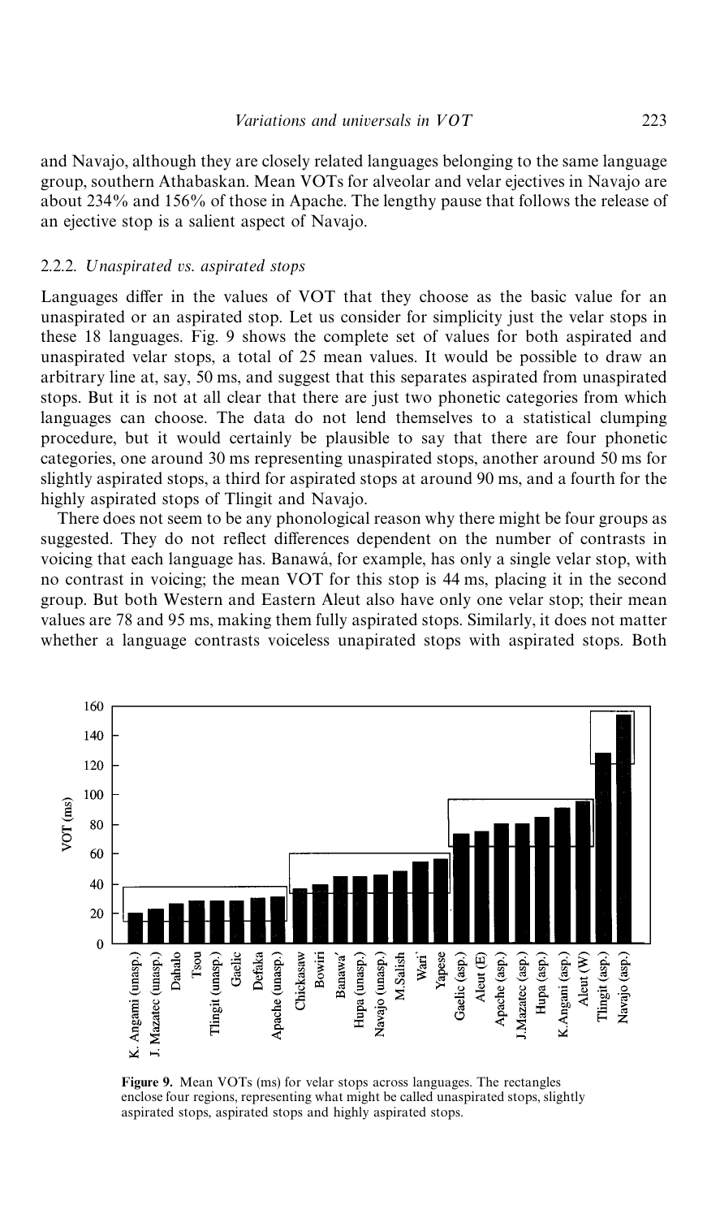and Navajo, although they are closely related languages belonging to the same language group, southern Athabaskan. Mean VOTs for alveolar and velar ejectives in Navajo are about 234% and 156% of those in Apache. The lengthy pause that follows the release of an ejective stop is a salient aspect of Navajo.

### 2.2.2. *Unaspirated vs. aspirated stops*

Languages differ in the values of VOT that they choose as the basic value for an unaspirated or an aspirated stop. Let us consider for simplicity just the velar stops in these 18 languages. Fig. 9 shows the complete set of values for both aspirated and unaspirated velar stops, a total of 25 mean values. It would be possible to draw an arbitrary line at, say, 50 ms, and suggest that this separates aspirated from unaspirated stops. But it is not at all clear that there are just two phonetic categories from which languages can choose. The data do not lend themselves to a statistical clumping procedure, but it would certainly be plausible to say that there are four phonetic categories, one around 30 ms representing unaspirated stops, another around 50 ms for slightly aspirated stops, a third for aspirated stops at around 90 ms, and a fourth for the highly aspirated stops of Tlingit and Navajo.

There does not seem to be any phonological reason why there might be four groups as suggested. They do not reflect differences dependent on the number of contrasts in voicing that each language has. Banawá, for example, has only a single velar stop, with no contrast in voicing; the mean VOT for this stop is 44 ms, placing it in the second group. But both Western and Eastern Aleut also have only one velar stop; their mean values are 78 and 95 ms, making them fully aspirated stops. Similarly, it does not matter whether a language contrasts voiceless unapirated stops with aspirated stops. Both

**Figure 9.** Mean VOTs (ms) for velar stops across languages. The rectangles enclose four regions, representing what might be called unaspirated stops, slightly aspirated stops, aspirated stops and highly aspirated stops.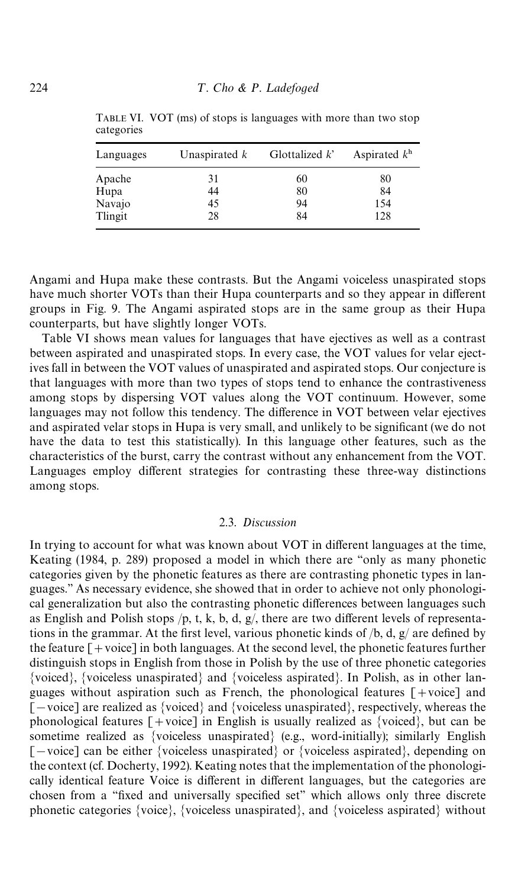TABLE VI. VOT (ms) of stops is languages with more than two stop categories

| Languages | Unaspirated *k* | Glottalized *k'* | Aspirated $k^h$ |
|---|---|---|---|
| Apache | 31 | 60 | 80 |
| Hupa | 44 | 80 | 84 |
| Navajo | 45 | 94 | 154 |
| Tlingit | 28 | 84 | 128 |

Angami and Hupa make these contrasts. But the Angami voiceless unaspirated stops have much shorter VOTs than their Hupa counterparts and so they appear in different groups in Fig. 9. The Angami aspirated stops are in the same group as their Hupa counterparts, but have slightly longer VOTs.

Table VI shows mean values for languages that have ejectives as well as a contrast between aspirated and unaspirated stops. In every case, the VOT values for velar ejectives fall in between the VOT values of unaspirated and aspirated stops. Our conjecture is that languages with more than two types of stops tend to enhance the contrastiveness among stops by dispersing VOT values along the VOT continuum. However, some languages may not follow this tendency. The difference in VOT between velar ejectives and aspirated velar stops in Hupa is very small, and unlikely to be significant (we do not have the data to test this statistically). In this language other features, such as the characteristics of the burst, carry the contrast without any enhancement from the VOT. Languages employ different strategies for contrasting these three-way distinctions among stops.

### 2.3. *Discussion*

In trying to account for what was known about VOT in different languages at the time, Keating (1984, p. 289) proposed a model in which there are "only as many phonetic categories given by the phonetic features as there are contrasting phonetic types in languages." As necessary evidence, she showed that in order to achieve not only phonological generalization but also the contrasting phonetic differences between languages such as English and Polish stops /p, t, k, b, d, g/, there are two different levels of representations in the grammar. At the first level, various phonetic kinds of /b, d, g/ are defined by the feature [+voice] in both languages. At the second level, the phonetic features further distinguish stops in English from those in Polish by the use of three phonetic categories {voiced}, {voiceless unaspirated} and {voiceless aspirated}. In Polish, as in other languages without aspiration such as French, the phonological features [+voice] and [−voice] are realized as {voiced} and {voiceless unaspirated}, respectively, whereas the phonological features [+voice] in English is usually realized as {voiced}, but can be sometime realized as {voiceless unaspirated} (e.g., word-initially); similarly English [−voice] can be either {voiceless unaspirated} or {voiceless aspirated}, depending on the context (cf. Docherty, 1992). Keating notes that the implementation of the phonologically identical feature Voice is different in different languages, but the categories are chosen from a "fixed and universally specified set" which allows only three discrete phonetic categories {voice}, {voiceless unaspirated}, and {voiceless aspirated} without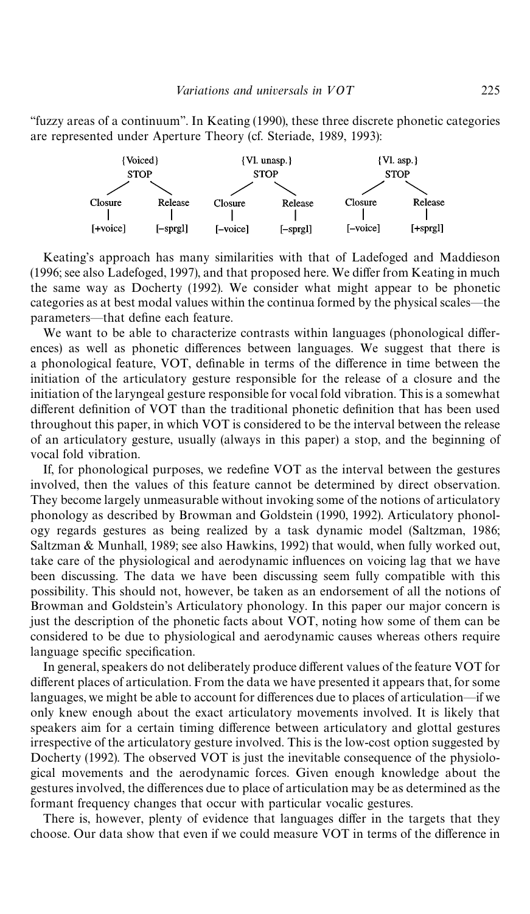"fuzzy areas of a continuum". In Keating (1990), these three discrete phonetic categories are represented under Aperture Theory (cf. Steriade, 1989, 1993):

```
      {Voiced}                {Vl. unasp.}              {Vl. asp.}
        STOP                     STOP                      STOP
       /    \                   /    \                    /    \
 Closure    Release       Closure    Release       Closure    Release
    |          |             |          |             |          |
[+voice]   [–sprgl]      [–voice]   [–sprgl]      [–voice]   [+sprgl]
```

Keating's approach has many similarities with that of Ladefoged and Maddieson (1996; see also Ladefoged, 1997), and that proposed here. We differ from Keating in much the same way as Docherty (1992). We consider what might appear to be phonetic categories as at best modal values within the continua formed by the physical scales—the parameters—that define each feature.

We want to be able to characterize contrasts within languages (phonological differences) as well as phonetic differences between languages. We suggest that there is a phonological feature, VOT, definable in terms of the difference in time between the initiation of the articulatory gesture responsible for the release of a closure and the initiation of the laryngeal gesture responsible for vocal fold vibration. This is a somewhat different definition of VOT than the traditional phonetic definition that has been used throughout this paper, in which VOT is considered to be the interval between the release of an articulatory gesture, usually (always in this paper) a stop, and the beginning of vocal fold vibration.

If, for phonological purposes, we redefine VOT as the interval between the gestures involved, then the values of this feature cannot be determined by direct observation. They become largely unmeasurable without invoking some of the notions of articulatory phonology as described by Browman and Goldstein (1990, 1992). Articulatory phonology regards gestures as being realized by a task dynamic model (Saltzman, 1986; Saltzman & Munhall, 1989; see also Hawkins, 1992) that would, when fully worked out, take care of the physiological and aerodynamic influences on voicing lag that we have been discussing. The data we have been discussing seem fully compatible with this possibility. This should not, however, be taken as an endorsement of all the notions of Browman and Goldstein's Articulatory phonology. In this paper our major concern is just the description of the phonetic facts about VOT, noting how some of them can be considered to be due to physiological and aerodynamic causes whereas others require language specific specification.

In general, speakers do not deliberately produce different values of the feature VOT for different places of articulation. From the data we have presented it appears that, for some languages, we might be able to account for differences due to places of articulation—if we only knew enough about the exact articulatory movements involved. It is likely that speakers aim for a certain timing difference between articulatory and glottal gestures irrespective of the articulatory gesture involved. This is the low-cost option suggested by Docherty (1992). The observed VOT is just the inevitable consequence of the physiological movements and the aerodynamic forces. Given enough knowledge about the gestures involved, the differences due to place of articulation may be as determined as the formant frequency changes that occur with particular vocalic gestures.

There is, however, plenty of evidence that languages differ in the targets that they choose. Our data show that even if we could measure VOT in terms of the difference in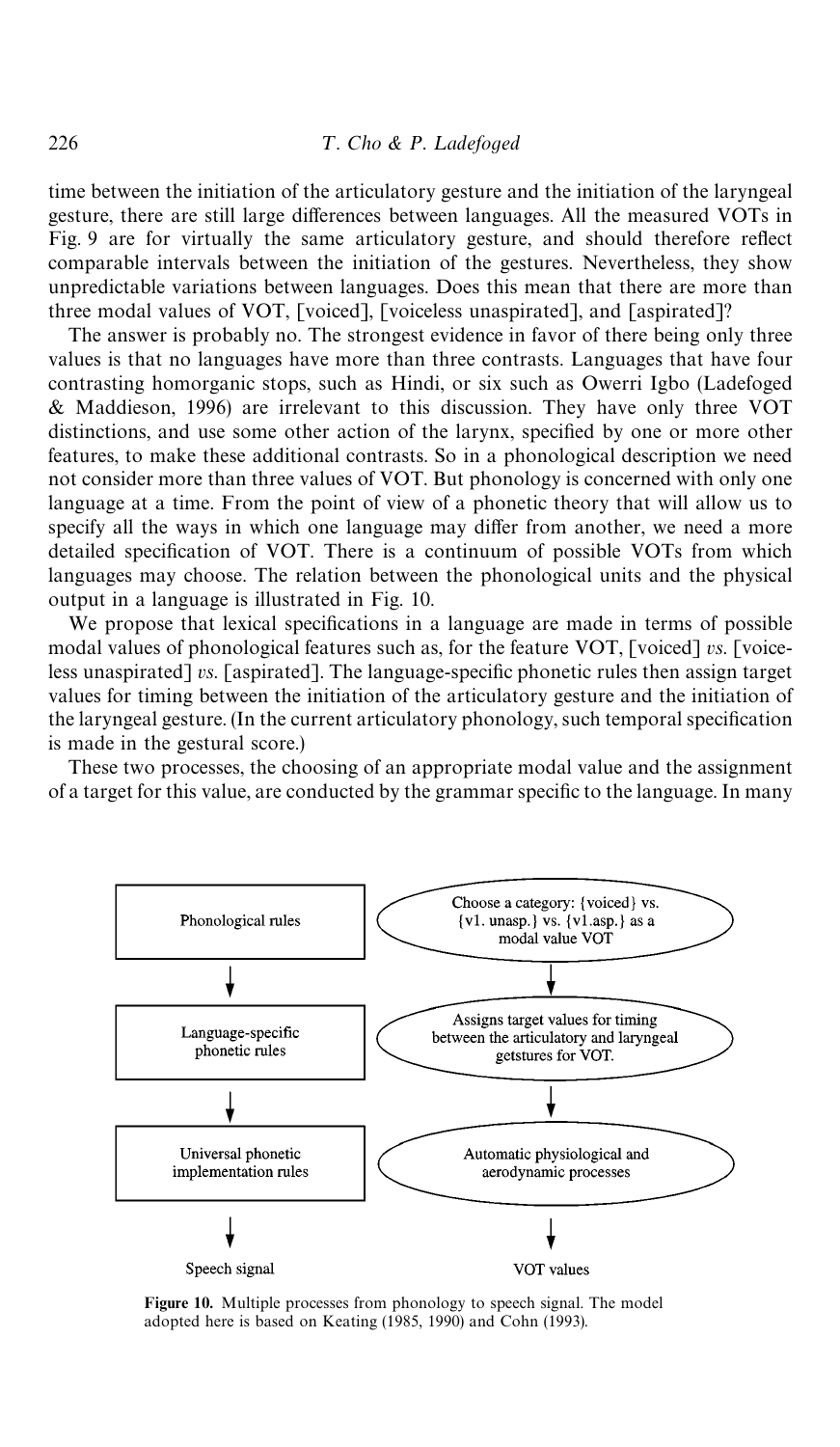time between the initiation of the articulatory gesture and the initiation of the laryngeal gesture, there are still large differences between languages. All the measured VOTs in Fig. 9 are for virtually the same articulatory gesture, and should therefore reflect comparable intervals between the initiation of the gestures. Nevertheless, they show unpredictable variations between languages. Does this mean that there are more than three modal values of VOT, [voiced], [voiceless unaspirated], and [aspirated]?

The answer is probably no. The strongest evidence in favor of there being only three values is that no languages have more than three contrasts. Languages that have four contrasting homorganic stops, such as Hindi, or six such as Owerri Igbo (Ladefoged & Maddieson, 1996) are irrelevant to this discussion. They have only three VOT distinctions, and use some other action of the larynx, specified by one or more other features, to make these additional contrasts. So in a phonological description we need not consider more than three values of VOT. But phonology is concerned with only one language at a time. From the point of view of a phonetic theory that will allow us to specify all the ways in which one language may differ from another, we need a more detailed specification of VOT. There is a continuum of possible VOTs from which languages may choose. The relation between the phonological units and the physical output in a language is illustrated in Fig. 10.

We propose that lexical specifications in a language are made in terms of possible modal values of phonological features such as, for the feature VOT, [voiced] *vs.* [voiceless unaspirated] *vs.* [aspirated]. The language-specific phonetic rules then assign target values for timing between the initiation of the articulatory gesture and the initiation of the laryngeal gesture. (In the current articulatory phonology, such temporal specification is made in the gestural score.)

These two processes, the choosing of an appropriate modal value and the assignment of a target for this value, are conducted by the grammar specific to the language. In many

| | |
|---|---|
| Phonological rules | Choose a category: {voiced} vs. {vl. unasp.} vs. {vl.asp.} as a modal value VOT |
| ↓ | ↓ |
| Language-specific phonetic rules | Assigns target values for timing between the articulatory and laryngeal getstures for VOT. |
| ↓ | ↓ |
| Universal phonetic implementation rules | Automatic physiological and aerodynamic processes |
| ↓ | ↓ |
| Speech signal | VOT values |

**Figure 10.** Multiple processes from phonology to speech signal. The model adopted here is based on Keating (1985, 1990) and Cohn (1993).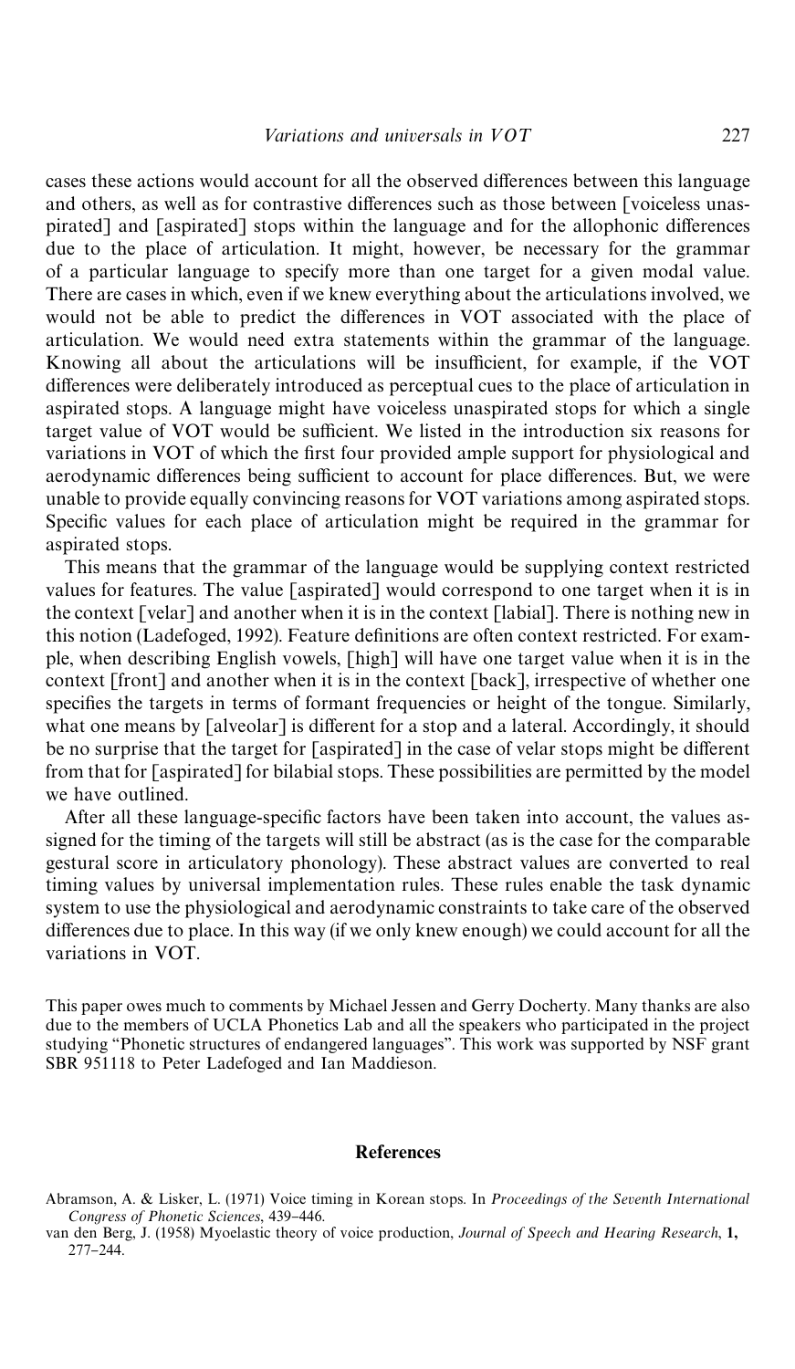cases these actions would account for all the observed differences between this language and others, as well as for contrastive differences such as those between [voiceless unaspirated] and [aspirated] stops within the language and for the allophonic differences due to the place of articulation. It might, however, be necessary for the grammar of a particular language to specify more than one target for a given modal value. There are cases in which, even if we knew everything about the articulations involved, we would not be able to predict the differences in VOT associated with the place of articulation. We would need extra statements within the grammar of the language. Knowing all about the articulations will be insufficient, for example, if the VOT differences were deliberately introduced as perceptual cues to the place of articulation in aspirated stops. A language might have voiceless unaspirated stops for which a single target value of VOT would be sufficient. We listed in the introduction six reasons for variations in VOT of which the first four provided ample support for physiological and aerodynamic differences being sufficient to account for place differences. But, we were unable to provide equally convincing reasons for VOT variations among aspirated stops. Specific values for each place of articulation might be required in the grammar for aspirated stops.

This means that the grammar of the language would be supplying context restricted values for features. The value [aspirated] would correspond to one target when it is in the context [velar] and another when it is in the context [labial]. There is nothing new in this notion (Ladefoged, 1992). Feature definitions are often context restricted. For example, when describing English vowels, [high] will have one target value when it is in the context [front] and another when it is in the context [back], irrespective of whether one specifies the targets in terms of formant frequencies or height of the tongue. Similarly, what one means by [alveolar] is different for a stop and a lateral. Accordingly, it should be no surprise that the target for [aspirated] in the case of velar stops might be different from that for [aspirated] for bilabial stops. These possibilities are permitted by the model we have outlined.

After all these language-specific factors have been taken into account, the values assigned for the timing of the targets will still be abstract (as is the case for the comparable gestural score in articulatory phonology). These abstract values are converted to real timing values by universal implementation rules. These rules enable the task dynamic system to use the physiological and aerodynamic constraints to take care of the observed differences due to place. In this way (if we only knew enough) we could account for all the variations in VOT.

This paper owes much to comments by Michael Jessen and Gerry Docherty. Many thanks are also due to the members of UCLA Phonetics Lab and all the speakers who participated in the project studying "Phonetic structures of endangered languages". This work was supported by NSF grant SBR 951118 to Peter Ladefoged and Ian Maddieson.

## References

Abramson, A. & Lisker, L. (1971) Voice timing in Korean stops. In *Proceedings of the Seventh International Congress of Phonetic Sciences*, 439–446.

van den Berg, J. (1958) Myoelastic theory of voice production, *Journal of Speech and Hearing Research*, **1,** 277–244.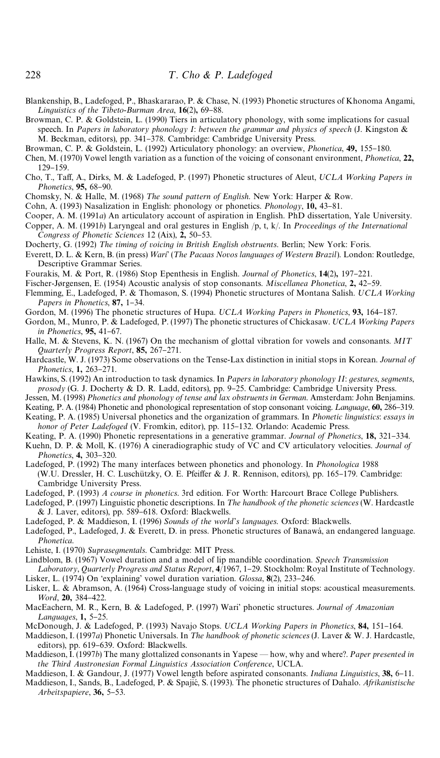Blankenship, B., Ladefoged, P., Bhaskararao, P. & Chase, N. (1993) Phonetic structures of Khonoma Angami, *Linguistics of the Tibeto-Burman Area*, **16**(2)**,** 69–88.

Browman, C. P. & Goldstein, L. (1990) Tiers in articulatory phonology, with some implications for casual speech. In *Papers in laboratory phonology I*: *between the grammar and physics of speech* (J. Kingston & M. Beckman, editors), pp. 341–378. Cambridge: Cambridge University Press.

Browman, C. P. & Goldstein, L. (1992) Articulatory phonology: an overview, *Phonetica*, **49,** 155–180.

Chen, M. (1970) Vowel length variation as a function of the voicing of consonant environment, *Phonetica*, **22,** 129–159.

Cho, T., Taff, A., Dirks, M. & Ladefoged, P. (1997) Phonetic structures of Aleut, *UCLA Working Papers in Phonetics*, **95,** 68–90.

Chomsky, N. & Halle, M. (1968) *The sound pattern of English*. New York: Harper & Row.

Cohn, A. (1993) Nasalization in English: phonology or phonetics. *Phonology*, **10,** 43–81.

Cooper, A. M. (1991*a*) An articulatory account of aspiration in English. PhD dissertation, Yale University.

Copper, A. M. (1991*b*) Laryngeal and oral gestures in English /p, t, k/. In *Proceedings of the International Congress of Phonetic Sciences* 12 (Aix), **2,** 50–53.

Docherty, G. (1992) *The timing of voicing in British English obstruents*. Berlin; New York: Foris.

Everett, D. L. & Kern, B. (in press) *Wari*' (*The Pacaas Novos languages of Western Brazil*). London: Routledge, Descriptive Grammar Series.

Fourakis, M. & Port, R. (1986) Stop Epenthesis in English. *Journal of Phonetics*, **14**(2)**,** 197–221.

Fischer-Jørgensen, E. (1954) Acoustic analysis of stop consonants. *Miscellanea Phonetica*, **2,** 42–59.

Flemming, E., Ladefoged, P. & Thomason, S. (1994) Phonetic structures of Montana Salish. *UCLA Working Papers in Phonetics*, **87,** 1–34.

Gordon, M. (1996) The phonetic structures of Hupa. *UCLA Working Papers in Phonetics*, **93,** 164–187.

Gordon, M., Munro, P. & Ladefoged, P. (1997) The phonetic structures of Chickasaw. *UCLA Working Papers in Phonetics*, **95,** 41–67.

Halle, M. & Stevens, K. N. (1967) On the mechanism of glottal vibration for vowels and consonants. *MIT Quarterly Progress Report*, **85,** 267–271.

Hardcastle, W. J. (1973) Some observations on the Tense-Lax distinction in initial stops in Korean. *Journal of Phonetics*, **1,** 263–271.

Hawkins, S. (1992) An introduction to task dynamics. In *Papers in laboratory phonology II*: *gestures*, *segments*, *prosody* (G. J. Docherty & D. R. Ladd, editors), pp. 9–25. Cambridge: Cambridge University Press.

Jessen, M. (1998) *Phonetics and phonology of tense and lax obstruents in German*. Amsterdam: John Benjamins.

Keating, P. A. (1984) Phonetic and phonological representation of stop consonant voicing. *Language*, **60,** 286–319.

Keating, P. A. (1985) Universal phonetics and the organization of grammars. In *Phonetic linguistics*: *essays in honor of Peter Ladefoged* (V. Fromkin, editor), pp. 115–132. Orlando: Academic Press.

Keating, P. A. (1990) Phonetic representations in a generative grammar. *Journal of Phonetics*, **18,** 321–334.

Kuehn, D. P. & Moll, K. (1976) A cineradiographic study of VC and CV articulatory velocities. *Journal of Phonetics*, **4,** 303–320.

Ladefoged, P. (1992) The many interfaces between phonetics and phonology. In *Phonologica* 1988 (W.U. Dressler, H. C. Luschützky, O. E. Pfeiffer & J. R. Rennison, editors), pp. 165–179. Cambridge: Cambridge University Press.

Ladefoged, P. (1993) *A course in phonetics*. 3rd edition. For Worth: Harcourt Brace College Publishers.

Ladefoged, P. (1997) Linguistic phonetic descriptions. In *The handbook of the phonetic sciences* (W. Hardcastle & J. Laver, editors), pp. 589–618. Oxford: Blackwells.

Ladefoged, P. & Maddieson, I. (1996) *Sounds of the world's languages*. Oxford: Blackwells.

Ladefoged, P., Ladefoged, J. & Everett, D. in press. Phonetic structures of Banawá, an endangered language. *Phonetica*.

Lehiste, I. (1970) *Suprasegmentals*. Cambridge: MIT Press.

Lindblom, B. (1967) Vowel duration and a model of lip mandible coordination. *Speech Transmission Laboratory*, *Quarterly Progress and Status Report*, **4**/1967, 1–29. Stockholm: Royal Institute of Technology.

Lisker, L. (1974) On 'explaining' vowel duration variation. *Glossa*, **8**(2), 233–246.

Lisker, L. & Abramson, A. (1964) Cross-language study of voicing in initial stops: acoustical measurements. *Word*, **20,** 384–422.

MacEachern, M. R., Kern, B. & Ladefoged, P. (1997) Wari' phonetic structures. *Journal of Amazonian Languages*, **1,** 5–25.

McDonough, J. & Ladefoged, P. (1993) Navajo Stops. *UCLA Working Papers in Phonetics*, **84,** 151–164.

Maddieson, I. (1997*a*) Phonetic Universals. In *The handbook of phonetic sciences* (J. Laver & W. J. Hardcastle, editors), pp. 619–639. Oxford: Blackwells.

Maddieson, I. (1997*b*) The many glottalized consonants in Yapese — how, why and where?. *Paper presented in the Third Austronesian Formal Linguistics Association Conference*, UCLA.

Maddieson, I. & Gandour, J. (1977) Vowel length before aspirated consonants. *Indiana Linguistics*, **38,** 6–11.

Maddieson, I., Sands, B., Ladefoged, P. & Spajić, S. (1993). The phonetic structures of Dahalo. *Afrikanistische Arbeitspapiere*, **36,** 5–53.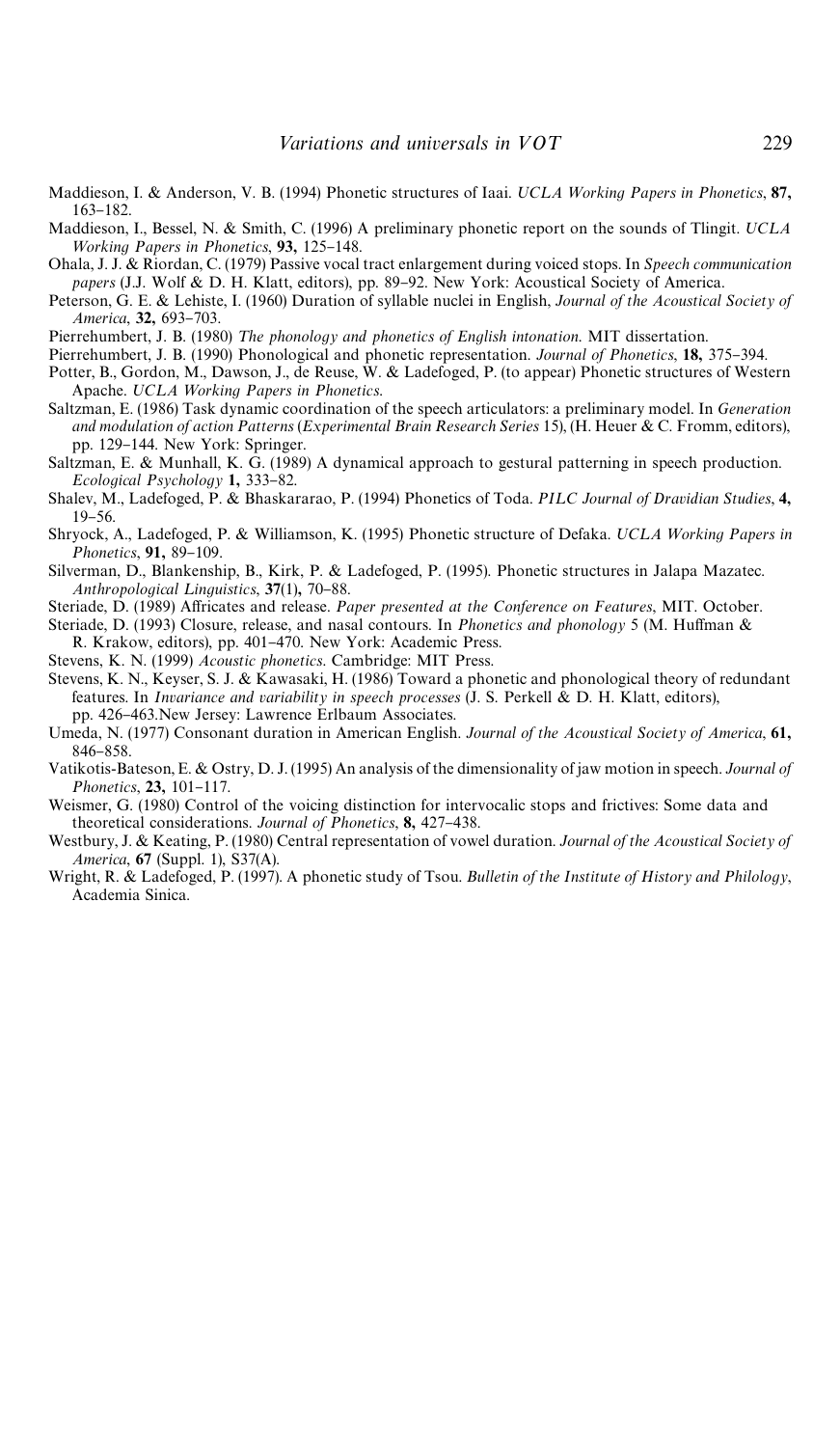Maddieson, I. & Anderson, V. B. (1994) Phonetic structures of Iaai. *UCLA Working Papers in Phonetics*, **87,** 163–182.

Maddieson, I., Bessel, N. & Smith, C. (1996) A preliminary phonetic report on the sounds of Tlingit. *UCLA Working Papers in Phonetics*, **93,** 125–148.

Ohala, J. J. & Riordan, C. (1979) Passive vocal tract enlargement during voiced stops. In *Speech communication papers* (J.J. Wolf & D. H. Klatt, editors), pp. 89–92. New York: Acoustical Society of America.

Peterson, G. E. & Lehiste, I. (1960) Duration of syllable nuclei in English, *Journal of the Acoustical Society of America*, **32,** 693–703.

Pierrehumbert, J. B. (1980) *The phonology and phonetics of English intonation*. MIT dissertation.

Pierrehumbert, J. B. (1990) Phonological and phonetic representation. *Journal of Phonetics*, **18,** 375–394.

Potter, B., Gordon, M., Dawson, J., de Reuse, W. & Ladefoged, P. (to appear) Phonetic structures of Western Apache. *UCLA Working Papers in Phonetics*.

Saltzman, E. (1986) Task dynamic coordination of the speech articulators: a preliminary model. In *Generation and modulation of action Patterns* (*Experimental Brain Research Series* 15), (H. Heuer & C. Fromm, editors), pp. 129–144. New York: Springer.

Saltzman, E. & Munhall, K. G. (1989) A dynamical approach to gestural patterning in speech production. *Ecological Psychology* **1,** 333–82.

Shalev, M., Ladefoged, P. & Bhaskararao, P. (1994) Phonetics of Toda. *PILC Journal of Dravidian Studies*, **4,** 19–56.

Shryock, A., Ladefoged, P. & Williamson, K. (1995) Phonetic structure of Defaka. *UCLA Working Papers in Phonetics*, **91,** 89–109.

Silverman, D., Blankenship, B., Kirk, P. & Ladefoged, P. (1995). Phonetic structures in Jalapa Mazatec. *Anthropological Linguistics*, **37**(1)**,** 70–88.

Steriade, D. (1989) Affricates and release. *Paper presented at the Conference on Features*, MIT. October.

Steriade, D. (1993) Closure, release, and nasal contours. In *Phonetics and phonology* 5 (M. Huffman & R. Krakow, editors), pp. 401–470. New York: Academic Press.

Stevens, K. N. (1999) *Acoustic phonetics*. Cambridge: MIT Press.

Stevens, K. N., Keyser, S. J. & Kawasaki, H. (1986) Toward a phonetic and phonological theory of redundant features. In *Invariance and variability in speech processes* (J. S. Perkell & D. H. Klatt, editors), pp. 426–463.New Jersey: Lawrence Erlbaum Associates.

Umeda, N. (1977) Consonant duration in American English. *Journal of the Acoustical Society of America*, **61,** 846–858.

Vatikotis-Bateson, E. & Ostry, D. J. (1995) An analysis of the dimensionality of jaw motion in speech. *Journal of Phonetics*, **23,** 101–117.

Weismer, G. (1980) Control of the voicing distinction for intervocalic stops and frictives: Some data and theoretical considerations. *Journal of Phonetics*, **8,** 427–438.

Westbury, J. & Keating, P. (1980) Central representation of vowel duration. *Journal of the Acoustical Society of America*, **67** (Suppl. 1), S37(A).

Wright, R. & Ladefoged, P. (1997). A phonetic study of Tsou. *Bulletin of the Institute of History and Philology*, Academia Sinica.